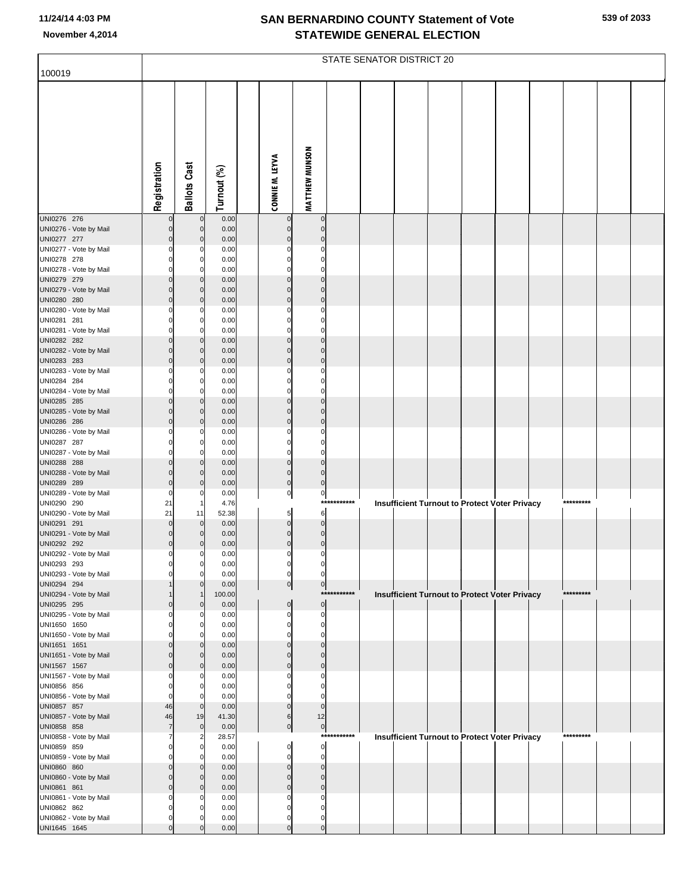# SAN BERNARDINO COUNTY Statement of Vote
## STATEWIDE GENERAL ELECTION

11/24/14 4:03 PM
November 4,2014

100019

STATE SENATOR DISTRICT 20

| | Registration | Ballots Cast | Turnout (%) | | CONNIE M. LEYVA | MATTHEW MUNSON |
|---|---|---|---|---|---|---|
| UNI0276 276 | 0 | 0 | 0.00 | | 0 | 0 |
| UNI0276 - Vote by Mail | 0 | 0 | 0.00 | | 0 | 0 |
| UNI0277 277 | 0 | 0 | 0.00 | | 0 | 0 |
| UNI0277 - Vote by Mail | 0 | 0 | 0.00 | | 0 | 0 |
| UNI0278 278 | 0 | 0 | 0.00 | | 0 | 0 |
| UNI0278 - Vote by Mail | 0 | 0 | 0.00 | | 0 | 0 |
| UNI0279 279 | 0 | 0 | 0.00 | | 0 | 0 |
| UNI0279 - Vote by Mail | 0 | 0 | 0.00 | | 0 | 0 |
| UNI0280 280 | 0 | 0 | 0.00 | | 0 | 0 |
| UNI0280 - Vote by Mail | 0 | 0 | 0.00 | | 0 | 0 |
| UNI0281 281 | 0 | 0 | 0.00 | | 0 | 0 |
| UNI0281 - Vote by Mail | 0 | 0 | 0.00 | | 0 | 0 |
| UNI0282 282 | 0 | 0 | 0.00 | | 0 | 0 |
| UNI0282 - Vote by Mail | 0 | 0 | 0.00 | | 0 | 0 |
| UNI0283 283 | 0 | 0 | 0.00 | | 0 | 0 |
| UNI0283 - Vote by Mail | 0 | 0 | 0.00 | | 0 | 0 |
| UNI0284 284 | 0 | 0 | 0.00 | | 0 | 0 |
| UNI0284 - Vote by Mail | 0 | 0 | 0.00 | | 0 | 0 |
| UNI0285 285 | 0 | 0 | 0.00 | | 0 | 0 |
| UNI0285 - Vote by Mail | 0 | 0 | 0.00 | | 0 | 0 |
| UNI0286 286 | 0 | 0 | 0.00 | | 0 | 0 |
| UNI0286 - Vote by Mail | 0 | 0 | 0.00 | | 0 | 0 |
| UNI0287 287 | 0 | 0 | 0.00 | | 0 | 0 |
| UNI0287 - Vote by Mail | 0 | 0 | 0.00 | | 0 | 0 |
| UNI0288 288 | 0 | 0 | 0.00 | | 0 | 0 |
| UNI0288 - Vote by Mail | 0 | 0 | 0.00 | | 0 | 0 |
| UNI0289 289 | 0 | 0 | 0.00 | | 0 | 0 |
| UNI0289 - Vote by Mail | 0 | 0 | 0.00 | | 0 | 0 |
| UNI0290 290 | 21 | 1 | 4.76 | | *********** Insufficient Turnout to Protect Voter Privacy ********* | |
| UNI0290 - Vote by Mail | 21 | 11 | 52.38 | | 5 | 6 |
| UNI0291 291 | 0 | 0 | 0.00 | | 0 | 0 |
| UNI0291 - Vote by Mail | 0 | 0 | 0.00 | | 0 | 0 |
| UNI0292 292 | 0 | 0 | 0.00 | | 0 | 0 |
| UNI0292 - Vote by Mail | 0 | 0 | 0.00 | | 0 | 0 |
| UNI0293 293 | 0 | 0 | 0.00 | | 0 | 0 |
| UNI0293 - Vote by Mail | 0 | 0 | 0.00 | | 0 | 0 |
| UNI0294 294 | 1 | 0 | 0.00 | | 0 | 0 |
| UNI0294 - Vote by Mail | 1 | 1 | 100.00 | | *********** Insufficient Turnout to Protect Voter Privacy ********* | |
| UNI0295 295 | 0 | 0 | 0.00 | | 0 | 0 |
| UNI0295 - Vote by Mail | 0 | 0 | 0.00 | | 0 | 0 |
| UNI1650 1650 | 0 | 0 | 0.00 | | 0 | 0 |
| UNI1650 - Vote by Mail | 0 | 0 | 0.00 | | 0 | 0 |
| UNI1651 1651 | 0 | 0 | 0.00 | | 0 | 0 |
| UNI1651 - Vote by Mail | 0 | 0 | 0.00 | | 0 | 0 |
| UNI1567 1567 | 0 | 0 | 0.00 | | 0 | 0 |
| UNI1567 - Vote by Mail | 0 | 0 | 0.00 | | 0 | 0 |
| UNI0856 856 | 0 | 0 | 0.00 | | 0 | 0 |
| UNI0856 - Vote by Mail | 0 | 0 | 0.00 | | 0 | 0 |
| UNI0857 857 | 46 | 0 | 0.00 | | 0 | 0 |
| UNI0857 - Vote by Mail | 46 | 19 | 41.30 | | 6 | 12 |
| UNI0858 858 | 7 | 0 | 0.00 | | 0 | 0 |
| UNI0858 - Vote by Mail | 7 | 2 | 28.57 | | *********** Insufficient Turnout to Protect Voter Privacy ********* | |
| UNI0859 859 | 0 | 0 | 0.00 | | 0 | 0 |
| UNI0859 - Vote by Mail | 0 | 0 | 0.00 | | 0 | 0 |
| UNI0860 860 | 0 | 0 | 0.00 | | 0 | 0 |
| UNI0860 - Vote by Mail | 0 | 0 | 0.00 | | 0 | 0 |
| UNI0861 861 | 0 | 0 | 0.00 | | 0 | 0 |
| UNI0861 - Vote by Mail | 0 | 0 | 0.00 | | 0 | 0 |
| UNI0862 862 | 0 | 0 | 0.00 | | 0 | 0 |
| UNI0862 - Vote by Mail | 0 | 0 | 0.00 | | 0 | 0 |
| UNI1645 1645 | 0 | 0 | 0.00 | | 0 | 0 |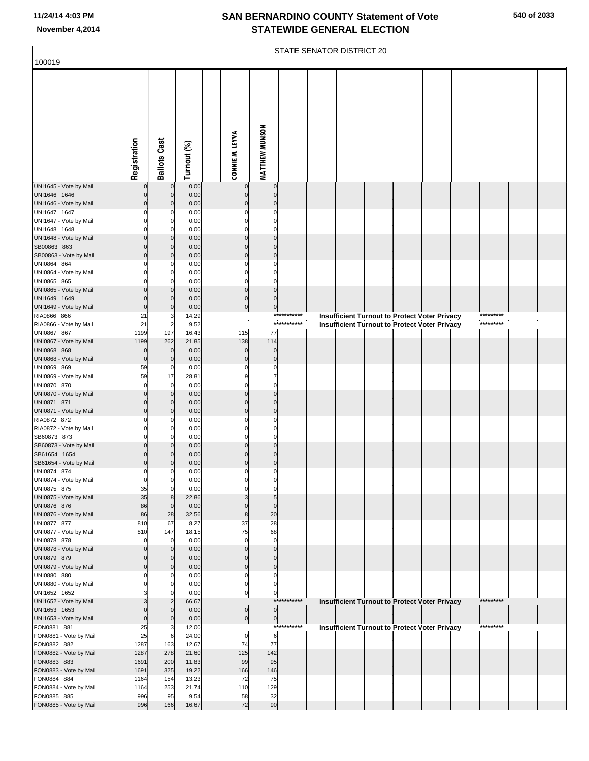# SAN BERNARDINO COUNTY Statement of Vote
## STATEWIDE GENERAL ELECTION

11/24/14 4:03 PM
November 4,2014

100019 — STATE SENATOR DISTRICT 20

| | Registration | Ballots Cast | Turnout (%) | | CONNIE M. LEYVA | MATTHEW MUNSON | |
|---|---|---|---|---|---|---|---|
| UNI1645 - Vote by Mail | 0 | 0 | 0.00 | | 0 | 0 | |
| UNI1646 1646 | 0 | 0 | 0.00 | | 0 | 0 | |
| UNI1646 - Vote by Mail | 0 | 0 | 0.00 | | 0 | 0 | |
| UNI1647 1647 | 0 | 0 | 0.00 | | 0 | 0 | |
| UNI1647 - Vote by Mail | 0 | 0 | 0.00 | | 0 | 0 | |
| UNI1648 1648 | 0 | 0 | 0.00 | | 0 | 0 | |
| UNI1648 - Vote by Mail | 0 | 0 | 0.00 | | 0 | 0 | |
| SB00863 863 | 0 | 0 | 0.00 | | 0 | 0 | |
| SB00863 - Vote by Mail | 0 | 0 | 0.00 | | 0 | 0 | |
| UNI0864 864 | 0 | 0 | 0.00 | | 0 | 0 | |
| UNI0864 - Vote by Mail | 0 | 0 | 0.00 | | 0 | 0 | |
| UNI0865 865 | 0 | 0 | 0.00 | | 0 | 0 | |
| UNI0865 - Vote by Mail | 0 | 0 | 0.00 | | 0 | 0 | |
| UNI1649 1649 | 0 | 0 | 0.00 | | 0 | 0 | |
| UNI1649 - Vote by Mail | 0 | 0 | 0.00 | | 0 | 0 | |
| RIA0866 866 | 21 | 3 | 14.29 | | | | *********** Insufficient Turnout to Protect Voter Privacy ********* |
| RIA0866 - Vote by Mail | 21 | 2 | 9.52 | | | | *********** Insufficient Turnout to Protect Voter Privacy ********* |
| UNI0867 867 | 1199 | 197 | 16.43 | | 115 | 77 | |
| UNI0867 - Vote by Mail | 1199 | 262 | 21.85 | | 138 | 114 | |
| UNI0868 868 | 0 | 0 | 0.00 | | 0 | 0 | |
| UNI0868 - Vote by Mail | 0 | 0 | 0.00 | | 0 | 0 | |
| UNI0869 869 | 59 | 0 | 0.00 | | 0 | 0 | |
| UNI0869 - Vote by Mail | 59 | 17 | 28.81 | | 9 | 7 | |
| UNI0870 870 | 0 | 0 | 0.00 | | 0 | 0 | |
| UNI0870 - Vote by Mail | 0 | 0 | 0.00 | | 0 | 0 | |
| UNI0871 871 | 0 | 0 | 0.00 | | 0 | 0 | |
| UNI0871 - Vote by Mail | 0 | 0 | 0.00 | | 0 | 0 | |
| RIA0872 872 | 0 | 0 | 0.00 | | 0 | 0 | |
| RIA0872 - Vote by Mail | 0 | 0 | 0.00 | | 0 | 0 | |
| SB60873 873 | 0 | 0 | 0.00 | | 0 | 0 | |
| SB60873 - Vote by Mail | 0 | 0 | 0.00 | | 0 | 0 | |
| SB61654 1654 | 0 | 0 | 0.00 | | 0 | 0 | |
| SB61654 - Vote by Mail | 0 | 0 | 0.00 | | 0 | 0 | |
| UNI0874 874 | 0 | 0 | 0.00 | | 0 | 0 | |
| UNI0874 - Vote by Mail | 0 | 0 | 0.00 | | 0 | 0 | |
| UNI0875 875 | 35 | 0 | 0.00 | | 0 | 0 | |
| UNI0875 - Vote by Mail | 35 | 8 | 22.86 | | 3 | 5 | |
| UNI0876 876 | 86 | 0 | 0.00 | | 0 | 0 | |
| UNI0876 - Vote by Mail | 86 | 28 | 32.56 | | 8 | 20 | |
| UNI0877 877 | 810 | 67 | 8.27 | | 37 | 28 | |
| UNI0877 - Vote by Mail | 810 | 147 | 18.15 | | 75 | 68 | |
| UNI0878 878 | 0 | 0 | 0.00 | | 0 | 0 | |
| UNI0878 - Vote by Mail | 0 | 0 | 0.00 | | 0 | 0 | |
| UNI0879 879 | 0 | 0 | 0.00 | | 0 | 0 | |
| UNI0879 - Vote by Mail | 0 | 0 | 0.00 | | 0 | 0 | |
| UNI0880 880 | 0 | 0 | 0.00 | | 0 | 0 | |
| UNI0880 - Vote by Mail | 0 | 0 | 0.00 | | 0 | 0 | |
| UNI1652 1652 | 3 | 0 | 0.00 | | 0 | 0 | |
| UNI1652 - Vote by Mail | 3 | 2 | 66.67 | | | | *********** Insufficient Turnout to Protect Voter Privacy ********* |
| UNI1653 1653 | 0 | 0 | 0.00 | | 0 | 0 | |
| UNI1653 - Vote by Mail | 0 | 0 | 0.00 | | 0 | 0 | |
| FON0881 881 | 25 | 3 | 12.00 | | | | *********** Insufficient Turnout to Protect Voter Privacy ********* |
| FON0881 - Vote by Mail | 25 | 6 | 24.00 | | 0 | 6 | |
| FON0882 882 | 1287 | 163 | 12.67 | | 74 | 77 | |
| FON0882 - Vote by Mail | 1287 | 278 | 21.60 | | 125 | 142 | |
| FON0883 883 | 1691 | 200 | 11.83 | | 99 | 95 | |
| FON0883 - Vote by Mail | 1691 | 325 | 19.22 | | 166 | 146 | |
| FON0884 884 | 1164 | 154 | 13.23 | | 72 | 75 | |
| FON0884 - Vote by Mail | 1164 | 253 | 21.74 | | 110 | 129 | |
| FON0885 885 | 996 | 95 | 9.54 | | 58 | 32 | |
| FON0885 - Vote by Mail | 996 | 166 | 16.67 | | 72 | 90 | |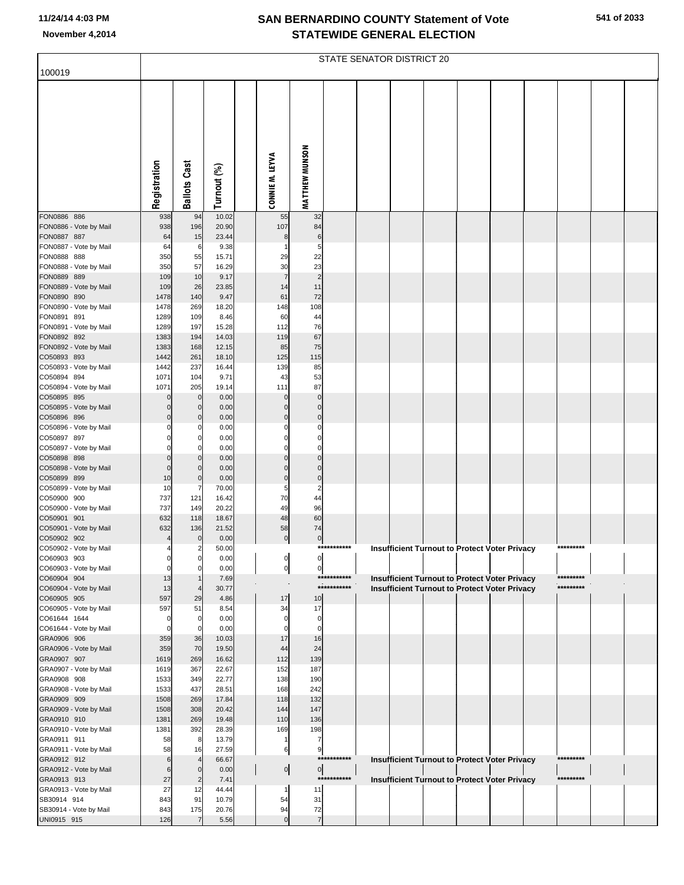# SAN BERNARDINO COUNTY Statement of Vote
## STATEWIDE GENERAL ELECTION

November 4,2014

| 100019 | Registration | Ballots Cast | Turnout (%) | CONNIE M. LEYVA | MATTHEW MUNSON |
|---|---|---|---|---|---|
| | STATE SENATOR DISTRICT 20 | | | | |
| FON0886 886 | 938 | 94 | 10.02 | 55 | 32 |
| FON0886 - Vote by Mail | 938 | 196 | 20.90 | 107 | 84 |
| FON0887 887 | 64 | 15 | 23.44 | 8 | 6 |
| FON0887 - Vote by Mail | 64 | 6 | 9.38 | 1 | 5 |
| FON0888 888 | 350 | 55 | 15.71 | 29 | 22 |
| FON0888 - Vote by Mail | 350 | 57 | 16.29 | 30 | 23 |
| FON0889 889 | 109 | 10 | 9.17 | 7 | 2 |
| FON0889 - Vote by Mail | 109 | 26 | 23.85 | 14 | 11 |
| FON0890 890 | 1478 | 140 | 9.47 | 61 | 72 |
| FON0890 - Vote by Mail | 1478 | 269 | 18.20 | 148 | 108 |
| FON0891 891 | 1289 | 109 | 8.46 | 60 | 44 |
| FON0891 - Vote by Mail | 1289 | 197 | 15.28 | 112 | 76 |
| FON0892 892 | 1383 | 194 | 14.03 | 119 | 67 |
| FON0892 - Vote by Mail | 1383 | 168 | 12.15 | 85 | 75 |
| CO50893 893 | 1442 | 261 | 18.10 | 125 | 115 |
| CO50893 - Vote by Mail | 1442 | 237 | 16.44 | 139 | 85 |
| CO50894 894 | 1071 | 104 | 9.71 | 43 | 53 |
| CO50894 - Vote by Mail | 1071 | 205 | 19.14 | 111 | 87 |
| CO50895 895 | 0 | 0 | 0.00 | 0 | 0 |
| CO50895 - Vote by Mail | 0 | 0 | 0.00 | 0 | 0 |
| CO50896 896 | 0 | 0 | 0.00 | 0 | 0 |
| CO50896 - Vote by Mail | 0 | 0 | 0.00 | 0 | 0 |
| CO50897 897 | 0 | 0 | 0.00 | 0 | 0 |
| CO50897 - Vote by Mail | 0 | 0 | 0.00 | 0 | 0 |
| CO50898 898 | 0 | 0 | 0.00 | 0 | 0 |
| CO50898 - Vote by Mail | 0 | 0 | 0.00 | 0 | 0 |
| CO50899 899 | 10 | 0 | 0.00 | 0 | 0 |
| CO50899 - Vote by Mail | 10 | 7 | 70.00 | 5 | 2 |
| CO50900 900 | 737 | 121 | 16.42 | 70 | 44 |
| CO50900 - Vote by Mail | 737 | 149 | 20.22 | 49 | 96 |
| CO50901 901 | 632 | 118 | 18.67 | 48 | 60 |
| CO50901 - Vote by Mail | 632 | 136 | 21.52 | 58 | 74 |
| CO50902 902 | 4 | 0 | 0.00 | 0 | 0 |
| CO50902 - Vote by Mail | 4 | 2 | 50.00 | Insufficient Turnout to Protect Voter Privacy | |
| CO60903 903 | 0 | 0 | 0.00 | 0 | 0 |
| CO60903 - Vote by Mail | 0 | 0 | 0.00 | 0 | 0 |
| CO60904 904 | 13 | 1 | 7.69 | Insufficient Turnout to Protect Voter Privacy | |
| CO60904 - Vote by Mail | 13 | 4 | 30.77 | Insufficient Turnout to Protect Voter Privacy | |
| CO60905 905 | 597 | 29 | 4.86 | 17 | 10 |
| CO60905 - Vote by Mail | 597 | 51 | 8.54 | 34 | 17 |
| CO61644 1644 | 0 | 0 | 0.00 | 0 | 0 |
| CO61644 - Vote by Mail | 0 | 0 | 0.00 | 0 | 0 |
| GRA0906 906 | 359 | 36 | 10.03 | 17 | 16 |
| GRA0906 - Vote by Mail | 359 | 70 | 19.50 | 44 | 24 |
| GRA0907 907 | 1619 | 269 | 16.62 | 112 | 139 |
| GRA0907 - Vote by Mail | 1619 | 367 | 22.67 | 152 | 187 |
| GRA0908 908 | 1533 | 349 | 22.77 | 138 | 190 |
| GRA0908 - Vote by Mail | 1533 | 437 | 28.51 | 168 | 242 |
| GRA0909 909 | 1508 | 269 | 17.84 | 118 | 132 |
| GRA0909 - Vote by Mail | 1508 | 308 | 20.42 | 144 | 147 |
| GRA0910 910 | 1381 | 269 | 19.48 | 110 | 136 |
| GRA0910 - Vote by Mail | 1381 | 392 | 28.39 | 169 | 198 |
| GRA0911 911 | 58 | 8 | 13.79 | 1 | 7 |
| GRA0911 - Vote by Mail | 58 | 16 | 27.59 | 6 | 9 |
| GRA0912 912 | 6 | 4 | 66.67 | Insufficient Turnout to Protect Voter Privacy | |
| GRA0912 - Vote by Mail | 6 | 0 | 0.00 | 0 | 0 |
| GRA0913 913 | 27 | 2 | 7.41 | Insufficient Turnout to Protect Voter Privacy | |
| GRA0913 - Vote by Mail | 27 | 12 | 44.44 | 1 | 11 |
| SB30914 914 | 843 | 91 | 10.79 | 54 | 31 |
| SB30914 - Vote by Mail | 843 | 175 | 20.76 | 94 | 72 |
| UNI0915 915 | 126 | 7 | 5.56 | 0 | 7 |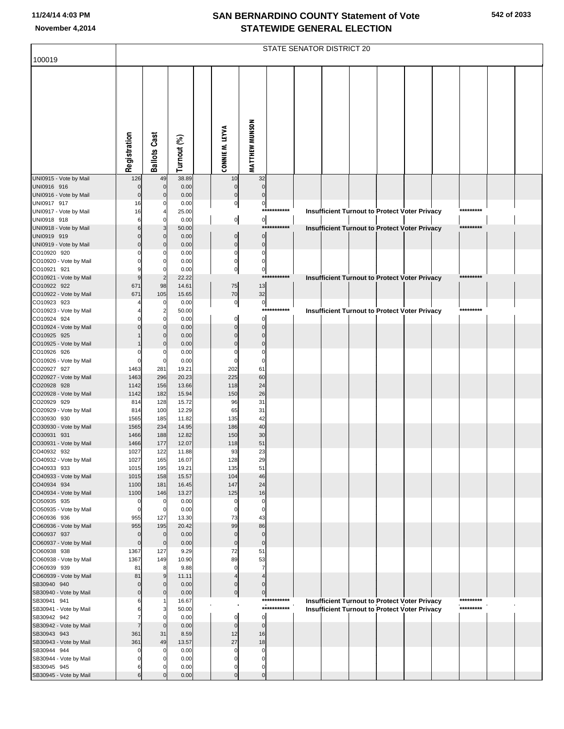# SAN BERNARDINO COUNTY Statement of Vote
## STATEWIDE GENERAL ELECTION

November 4,2014

100019

STATE SENATOR DISTRICT 20

| | Registration | Ballots Cast | Turnout (%) | CONNIE M. LEYVA | MATTHEW MUNSON |
|---|---|---|---|---|---|
| UNI0915 - Vote by Mail | 126 | 49 | 38.89 | 10 | 32 |
| UNI0916 916 | 0 | 0 | 0.00 | 0 | 0 |
| UNI0916 - Vote by Mail | 0 | 0 | 0.00 | 0 | 0 |
| UNI0917 917 | 16 | 0 | 0.00 | 0 | 0 |
| UNI0917 - Vote by Mail | 16 | 4 | 25.00 | *********** Insufficient Turnout to Protect Voter Privacy ********* | |
| UNI0918 918 | 6 | 0 | 0.00 | 0 | 0 |
| UNI0918 - Vote by Mail | 6 | 3 | 50.00 | *********** Insufficient Turnout to Protect Voter Privacy ********* | |
| UNI0919 919 | 0 | 0 | 0.00 | 0 | 0 |
| UNI0919 - Vote by Mail | 0 | 0 | 0.00 | 0 | 0 |
| CO10920 920 | 0 | 0 | 0.00 | 0 | 0 |
| CO10920 - Vote by Mail | 0 | 0 | 0.00 | 0 | 0 |
| CO10921 921 | 9 | 0 | 0.00 | 0 | 0 |
| CO10921 - Vote by Mail | 9 | 2 | 22.22 | *********** Insufficient Turnout to Protect Voter Privacy ********* | |
| CO10922 922 | 671 | 98 | 14.61 | 75 | 13 |
| CO10922 - Vote by Mail | 671 | 105 | 15.65 | 70 | 32 |
| CO10923 923 | 4 | 0 | 0.00 | 0 | 0 |
| CO10923 - Vote by Mail | 4 | 2 | 50.00 | *********** Insufficient Turnout to Protect Voter Privacy ********* | |
| CO10924 924 | 0 | 0 | 0.00 | 0 | 0 |
| CO10924 - Vote by Mail | 0 | 0 | 0.00 | 0 | 0 |
| CO10925 925 | 1 | 0 | 0.00 | 0 | 0 |
| CO10925 - Vote by Mail | 1 | 0 | 0.00 | 0 | 0 |
| CO10926 926 | 0 | 0 | 0.00 | 0 | 0 |
| CO10926 - Vote by Mail | 0 | 0 | 0.00 | 0 | 0 |
| CO20927 927 | 1463 | 281 | 19.21 | 202 | 61 |
| CO20927 - Vote by Mail | 1463 | 296 | 20.23 | 225 | 60 |
| CO20928 928 | 1142 | 156 | 13.66 | 118 | 24 |
| CO20928 - Vote by Mail | 1142 | 182 | 15.94 | 150 | 26 |
| CO20929 929 | 814 | 128 | 15.72 | 96 | 31 |
| CO20929 - Vote by Mail | 814 | 100 | 12.29 | 65 | 31 |
| CO30930 930 | 1565 | 185 | 11.82 | 135 | 42 |
| CO30930 - Vote by Mail | 1565 | 234 | 14.95 | 186 | 40 |
| CO30931 931 | 1466 | 188 | 12.82 | 150 | 30 |
| CO30931 - Vote by Mail | 1466 | 177 | 12.07 | 118 | 51 |
| CO40932 932 | 1027 | 122 | 11.88 | 93 | 23 |
| CO40932 - Vote by Mail | 1027 | 165 | 16.07 | 128 | 29 |
| CO40933 933 | 1015 | 195 | 19.21 | 135 | 51 |
| CO40933 - Vote by Mail | 1015 | 158 | 15.57 | 104 | 46 |
| CO40934 934 | 1100 | 181 | 16.45 | 147 | 24 |
| CO40934 - Vote by Mail | 1100 | 146 | 13.27 | 125 | 16 |
| CO50935 935 | 0 | 0 | 0.00 | 0 | 0 |
| CO50935 - Vote by Mail | 0 | 0 | 0.00 | 0 | 0 |
| CO60936 936 | 955 | 127 | 13.30 | 73 | 43 |
| CO60936 - Vote by Mail | 955 | 195 | 20.42 | 99 | 86 |
| CO60937 937 | 0 | 0 | 0.00 | 0 | 0 |
| CO60937 - Vote by Mail | 0 | 0 | 0.00 | 0 | 0 |
| CO60938 938 | 1367 | 127 | 9.29 | 72 | 51 |
| CO60938 - Vote by Mail | 1367 | 149 | 10.90 | 89 | 53 |
| CO60939 939 | 81 | 8 | 9.88 | 0 | 7 |
| CO60939 - Vote by Mail | 81 | 9 | 11.11 | 4 | 4 |
| SB30940 940 | 0 | 0 | 0.00 | 0 | 0 |
| SB30940 - Vote by Mail | 0 | 0 | 0.00 | 0 | 0 |
| SB30941 941 | 6 | 1 | 16.67 | *********** Insufficient Turnout to Protect Voter Privacy ********* | |
| SB30941 - Vote by Mail | 6 | 3 | 50.00 | *********** Insufficient Turnout to Protect Voter Privacy ********* | |
| SB30942 942 | 7 | 0 | 0.00 | 0 | 0 |
| SB30942 - Vote by Mail | 7 | 0 | 0.00 | 0 | 0 |
| SB30943 943 | 361 | 31 | 8.59 | 12 | 16 |
| SB30943 - Vote by Mail | 361 | 49 | 13.57 | 27 | 18 |
| SB30944 944 | 0 | 0 | 0.00 | 0 | 0 |
| SB30944 - Vote by Mail | 0 | 0 | 0.00 | 0 | 0 |
| SB30945 945 | 6 | 0 | 0.00 | 0 | 0 |
| SB30945 - Vote by Mail | 6 | 0 | 0.00 | 0 | 0 |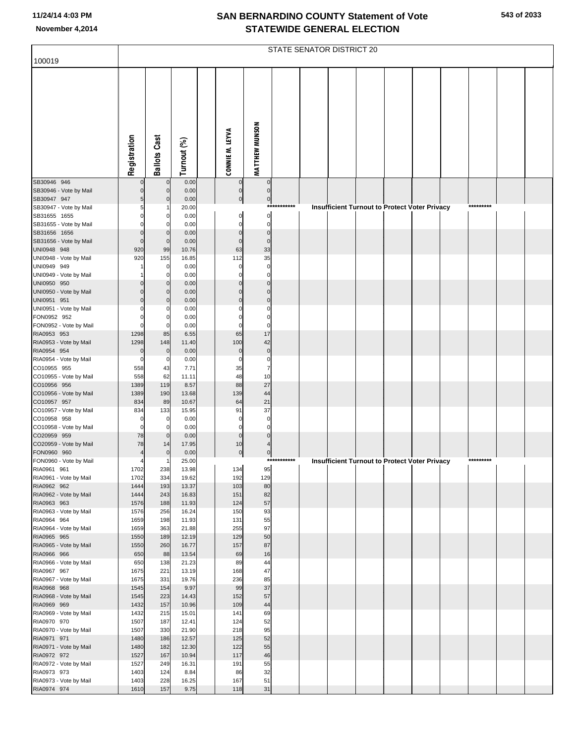# SAN BERNARDINO COUNTY Statement of Vote
## STATEWIDE GENERAL ELECTION

November 4,2014

**STATE SENATOR DISTRICT 20**

100019

| | Registration | Ballots Cast | Turnout (%) | | CONNIE M. LEYVA | MATTHEW MUNSON |
|---|---|---|---|---|---|---|
| SB30946 946 | 0 | 0 | 0.00 | | 0 | 0 |
| SB30946 - Vote by Mail | 0 | 0 | 0.00 | | 0 | 0 |
| SB30947 947 | 5 | 0 | 0.00 | | 0 | 0 |
| SB30947 - Vote by Mail | 5 | 1 | 20.00 | | *********** Insufficient Turnout to Protect Voter Privacy ********* | |
| SB31655 1655 | 0 | 0 | 0.00 | | 0 | 0 |
| SB31655 - Vote by Mail | 0 | 0 | 0.00 | | 0 | 0 |
| SB31656 1656 | 0 | 0 | 0.00 | | 0 | 0 |
| SB31656 - Vote by Mail | 0 | 0 | 0.00 | | 0 | 0 |
| UNI0948 948 | 920 | 99 | 10.76 | | 63 | 33 |
| UNI0948 - Vote by Mail | 920 | 155 | 16.85 | | 112 | 35 |
| UNI0949 949 | 1 | 0 | 0.00 | | 0 | 0 |
| UNI0949 - Vote by Mail | 1 | 0 | 0.00 | | 0 | 0 |
| UNI0950 950 | 0 | 0 | 0.00 | | 0 | 0 |
| UNI0950 - Vote by Mail | 0 | 0 | 0.00 | | 0 | 0 |
| UNI0951 951 | 0 | 0 | 0.00 | | 0 | 0 |
| UNI0951 - Vote by Mail | 0 | 0 | 0.00 | | 0 | 0 |
| FON0952 952 | 0 | 0 | 0.00 | | 0 | 0 |
| FON0952 - Vote by Mail | 0 | 0 | 0.00 | | 0 | 0 |
| RIA0953 953 | 1298 | 85 | 6.55 | | 65 | 17 |
| RIA0953 - Vote by Mail | 1298 | 148 | 11.40 | | 100 | 42 |
| RIA0954 954 | 0 | 0 | 0.00 | | 0 | 0 |
| RIA0954 - Vote by Mail | 0 | 0 | 0.00 | | 0 | 0 |
| CO10955 955 | 558 | 43 | 7.71 | | 35 | 7 |
| CO10955 - Vote by Mail | 558 | 62 | 11.11 | | 48 | 10 |
| CO10956 956 | 1389 | 119 | 8.57 | | 88 | 27 |
| CO10956 - Vote by Mail | 1389 | 190 | 13.68 | | 139 | 44 |
| CO10957 957 | 834 | 89 | 10.67 | | 64 | 21 |
| CO10957 - Vote by Mail | 834 | 133 | 15.95 | | 91 | 37 |
| CO10958 958 | 0 | 0 | 0.00 | | 0 | 0 |
| CO10958 - Vote by Mail | 0 | 0 | 0.00 | | 0 | 0 |
| CO20959 959 | 78 | 0 | 0.00 | | 0 | 0 |
| CO20959 - Vote by Mail | 78 | 14 | 17.95 | | 10 | 4 |
| FON0960 960 | 4 | 0 | 0.00 | | 0 | 0 |
| FON0960 - Vote by Mail | 4 | 1 | 25.00 | | *********** Insufficient Turnout to Protect Voter Privacy ********* | |
| RIA0961 961 | 1702 | 238 | 13.98 | | 134 | 95 |
| RIA0961 - Vote by Mail | 1702 | 334 | 19.62 | | 192 | 129 |
| RIA0962 962 | 1444 | 193 | 13.37 | | 103 | 80 |
| RIA0962 - Vote by Mail | 1444 | 243 | 16.83 | | 151 | 82 |
| RIA0963 963 | 1576 | 188 | 11.93 | | 124 | 57 |
| RIA0963 - Vote by Mail | 1576 | 256 | 16.24 | | 150 | 93 |
| RIA0964 964 | 1659 | 198 | 11.93 | | 131 | 55 |
| RIA0964 - Vote by Mail | 1659 | 363 | 21.88 | | 255 | 97 |
| RIA0965 965 | 1550 | 189 | 12.19 | | 129 | 50 |
| RIA0965 - Vote by Mail | 1550 | 260 | 16.77 | | 157 | 87 |
| RIA0966 966 | 650 | 88 | 13.54 | | 69 | 16 |
| RIA0966 - Vote by Mail | 650 | 138 | 21.23 | | 89 | 44 |
| RIA0967 967 | 1675 | 221 | 13.19 | | 168 | 47 |
| RIA0967 - Vote by Mail | 1675 | 331 | 19.76 | | 236 | 85 |
| RIA0968 968 | 1545 | 154 | 9.97 | | 99 | 37 |
| RIA0968 - Vote by Mail | 1545 | 223 | 14.43 | | 152 | 57 |
| RIA0969 969 | 1432 | 157 | 10.96 | | 109 | 44 |
| RIA0969 - Vote by Mail | 1432 | 215 | 15.01 | | 141 | 69 |
| RIA0970 970 | 1507 | 187 | 12.41 | | 124 | 52 |
| RIA0970 - Vote by Mail | 1507 | 330 | 21.90 | | 218 | 95 |
| RIA0971 971 | 1480 | 186 | 12.57 | | 125 | 52 |
| RIA0971 - Vote by Mail | 1480 | 182 | 12.30 | | 122 | 55 |
| RIA0972 972 | 1527 | 167 | 10.94 | | 117 | 46 |
| RIA0972 - Vote by Mail | 1527 | 249 | 16.31 | | 191 | 55 |
| RIA0973 973 | 1403 | 124 | 8.84 | | 86 | 32 |
| RIA0973 - Vote by Mail | 1403 | 228 | 16.25 | | 167 | 51 |
| RIA0974 974 | 1610 | 157 | 9.75 | | 118 | 31 |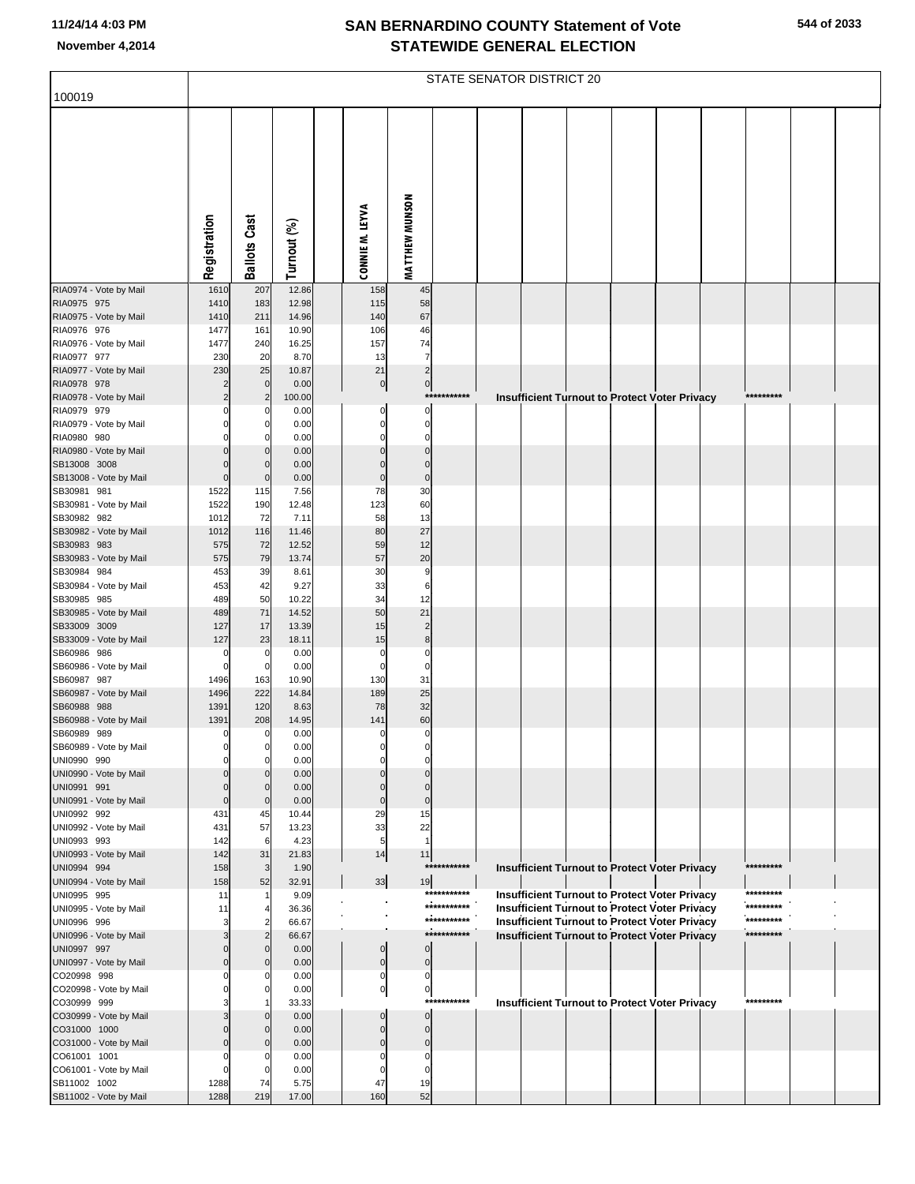# SAN BERNARDINO COUNTY Statement of Vote
## STATEWIDE GENERAL ELECTION

November 4,2014

100019

STATE SENATOR DISTRICT 20

| | Registration | Ballots Cast | Turnout (%) | CONNIE M. LEYVA | MATTHEW MUNSON |
|---|---|---|---|---|---|
| RIA0974 - Vote by Mail | 1610 | 207 | 12.86 | 158 | 45 |
| RIA0975 975 | 1410 | 183 | 12.98 | 115 | 58 |
| RIA0975 - Vote by Mail | 1410 | 211 | 14.96 | 140 | 67 |
| RIA0976 976 | 1477 | 161 | 10.90 | 106 | 46 |
| RIA0976 - Vote by Mail | 1477 | 240 | 16.25 | 157 | 74 |
| RIA0977 977 | 230 | 20 | 8.70 | 13 | 7 |
| RIA0977 - Vote by Mail | 230 | 25 | 10.87 | 21 | 2 |
| RIA0978 978 | 2 | 0 | 0.00 | 0 | 0 |
| RIA0978 - Vote by Mail | 2 | 2 | 100.00 | Insufficient Turnout to Protect Voter Privacy | |
| RIA0979 979 | 0 | 0 | 0.00 | 0 | 0 |
| RIA0979 - Vote by Mail | 0 | 0 | 0.00 | 0 | 0 |
| RIA0980 980 | 0 | 0 | 0.00 | 0 | 0 |
| RIA0980 - Vote by Mail | 0 | 0 | 0.00 | 0 | 0 |
| SB13008 3008 | 0 | 0 | 0.00 | 0 | 0 |
| SB13008 - Vote by Mail | 0 | 0 | 0.00 | 0 | 0 |
| SB30981 981 | 1522 | 115 | 7.56 | 78 | 30 |
| SB30981 - Vote by Mail | 1522 | 190 | 12.48 | 123 | 60 |
| SB30982 982 | 1012 | 72 | 7.11 | 58 | 13 |
| SB30982 - Vote by Mail | 1012 | 116 | 11.46 | 80 | 27 |
| SB30983 983 | 575 | 72 | 12.52 | 59 | 12 |
| SB30983 - Vote by Mail | 575 | 79 | 13.74 | 57 | 20 |
| SB30984 984 | 453 | 39 | 8.61 | 30 | 9 |
| SB30984 - Vote by Mail | 453 | 42 | 9.27 | 33 | 6 |
| SB30985 985 | 489 | 50 | 10.22 | 34 | 12 |
| SB30985 - Vote by Mail | 489 | 71 | 14.52 | 50 | 21 |
| SB33009 3009 | 127 | 17 | 13.39 | 15 | 2 |
| SB33009 - Vote by Mail | 127 | 23 | 18.11 | 15 | 8 |
| SB60986 986 | 0 | 0 | 0.00 | 0 | 0 |
| SB60986 - Vote by Mail | 0 | 0 | 0.00 | 0 | 0 |
| SB60987 987 | 1496 | 163 | 10.90 | 130 | 31 |
| SB60987 - Vote by Mail | 1496 | 222 | 14.84 | 189 | 25 |
| SB60988 988 | 1391 | 120 | 8.63 | 78 | 32 |
| SB60988 - Vote by Mail | 1391 | 208 | 14.95 | 141 | 60 |
| SB60989 989 | 0 | 0 | 0.00 | 0 | 0 |
| SB60989 - Vote by Mail | 0 | 0 | 0.00 | 0 | 0 |
| UNI0990 990 | 0 | 0 | 0.00 | 0 | 0 |
| UNI0990 - Vote by Mail | 0 | 0 | 0.00 | 0 | 0 |
| UNI0991 991 | 0 | 0 | 0.00 | 0 | 0 |
| UNI0991 - Vote by Mail | 0 | 0 | 0.00 | 0 | 0 |
| UNI0992 992 | 431 | 45 | 10.44 | 29 | 15 |
| UNI0992 - Vote by Mail | 431 | 57 | 13.23 | 33 | 22 |
| UNI0993 993 | 142 | 6 | 4.23 | 5 | 1 |
| UNI0993 - Vote by Mail | 142 | 31 | 21.83 | 14 | 11 |
| UNI0994 994 | 158 | 3 | 1.90 | Insufficient Turnout to Protect Voter Privacy | |
| UNI0994 - Vote by Mail | 158 | 52 | 32.91 | 33 | 19 |
| UNI0995 995 | 11 | 1 | 9.09 | Insufficient Turnout to Protect Voter Privacy | |
| UNI0995 - Vote by Mail | 11 | 4 | 36.36 | Insufficient Turnout to Protect Voter Privacy | |
| UNI0996 996 | 3 | 2 | 66.67 | Insufficient Turnout to Protect Voter Privacy | |
| UNI0996 - Vote by Mail | 3 | 2 | 66.67 | Insufficient Turnout to Protect Voter Privacy | |
| UNI0997 997 | 0 | 0 | 0.00 | 0 | 0 |
| UNI0997 - Vote by Mail | 0 | 0 | 0.00 | 0 | 0 |
| CO20998 998 | 0 | 0 | 0.00 | 0 | 0 |
| CO20998 - Vote by Mail | 0 | 0 | 0.00 | 0 | 0 |
| CO30999 999 | 3 | 1 | 33.33 | Insufficient Turnout to Protect Voter Privacy | |
| CO30999 - Vote by Mail | 3 | 0 | 0.00 | 0 | 0 |
| CO31000 1000 | 0 | 0 | 0.00 | 0 | 0 |
| CO31000 - Vote by Mail | 0 | 0 | 0.00 | 0 | 0 |
| CO61001 1001 | 0 | 0 | 0.00 | 0 | 0 |
| CO61001 - Vote by Mail | 0 | 0 | 0.00 | 0 | 0 |
| SB11002 1002 | 1288 | 74 | 5.75 | 47 | 19 |
| SB11002 - Vote by Mail | 1288 | 219 | 17.00 | 160 | 52 |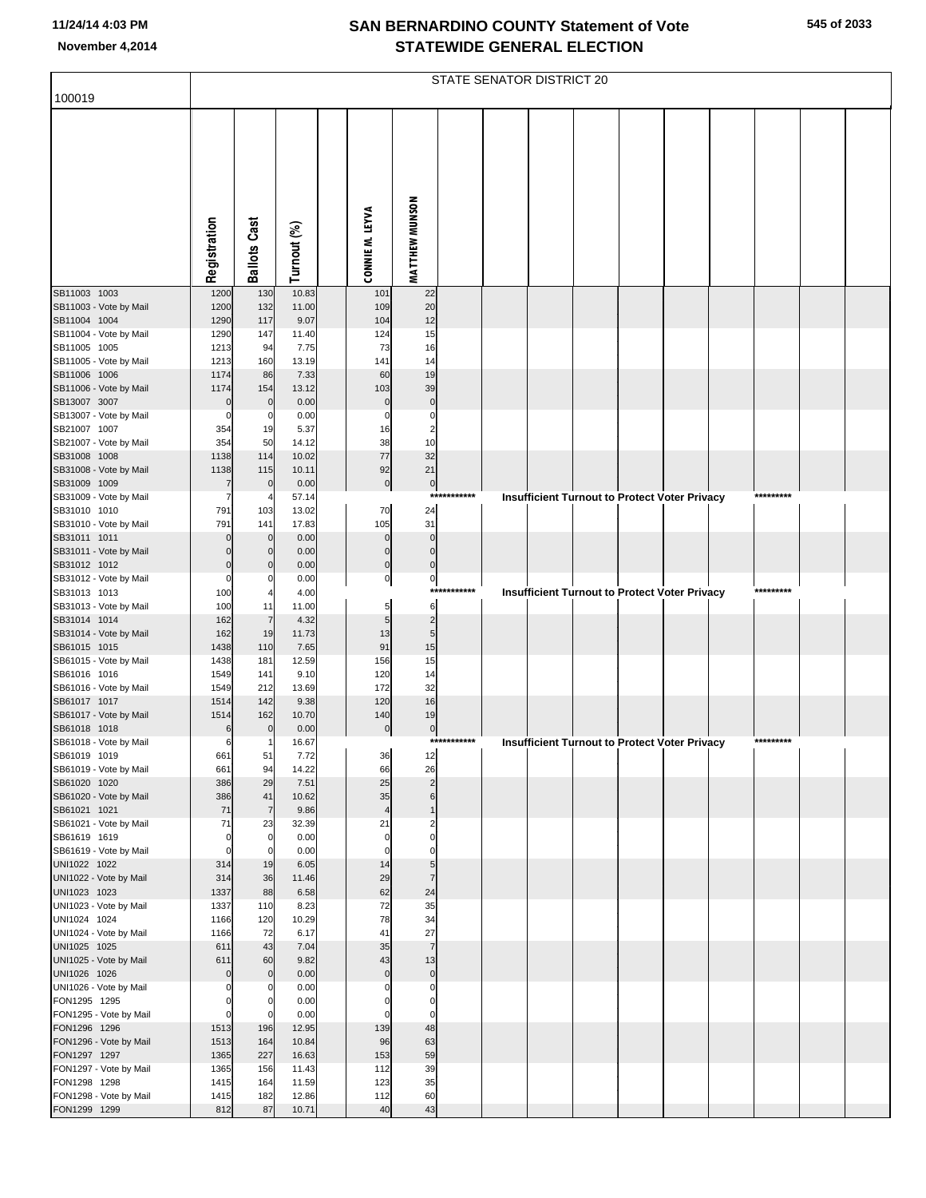# SAN BERNARDINO COUNTY Statement of Vote
# STATEWIDE GENERAL ELECTION

11/24/14 4:03 PM
November 4,2014

100019

STATE SENATOR DISTRICT 20

| | Registration | Ballots Cast | Turnout (%) | | CONNIE M. LEYVA | MATTHEW MUNSON |
|---|---|---|---|---|---|---|
| SB11003 1003 | 1200 | 130 | 10.83 | | 101 | 22 |
| SB11003 - Vote by Mail | 1200 | 132 | 11.00 | | 109 | 20 |
| SB11004 1004 | 1290 | 117 | 9.07 | | 104 | 12 |
| SB11004 - Vote by Mail | 1290 | 147 | 11.40 | | 124 | 15 |
| SB11005 1005 | 1213 | 94 | 7.75 | | 73 | 16 |
| SB11005 - Vote by Mail | 1213 | 160 | 13.19 | | 141 | 14 |
| SB11006 1006 | 1174 | 86 | 7.33 | | 60 | 19 |
| SB11006 - Vote by Mail | 1174 | 154 | 13.12 | | 103 | 39 |
| SB13007 3007 | 0 | 0 | 0.00 | | 0 | 0 |
| SB13007 - Vote by Mail | 0 | 0 | 0.00 | | 0 | 0 |
| SB21007 1007 | 354 | 19 | 5.37 | | 16 | 2 |
| SB21007 - Vote by Mail | 354 | 50 | 14.12 | | 38 | 10 |
| SB31008 1008 | 1138 | 114 | 10.02 | | 77 | 32 |
| SB31008 - Vote by Mail | 1138 | 115 | 10.11 | | 92 | 21 |
| SB31009 1009 | 7 | 0 | 0.00 | | 0 | 0 |
| SB31009 - Vote by Mail | 7 | 4 | 57.14 | | *********** Insufficient Turnout to Protect Voter Privacy ********* | |
| SB31010 1010 | 791 | 103 | 13.02 | | 70 | 24 |
| SB31010 - Vote by Mail | 791 | 141 | 17.83 | | 105 | 31 |
| SB31011 1011 | 0 | 0 | 0.00 | | 0 | 0 |
| SB31011 - Vote by Mail | 0 | 0 | 0.00 | | 0 | 0 |
| SB31012 1012 | 0 | 0 | 0.00 | | 0 | 0 |
| SB31012 - Vote by Mail | 0 | 0 | 0.00 | | 0 | 0 |
| SB31013 1013 | 100 | 4 | 4.00 | | *********** Insufficient Turnout to Protect Voter Privacy ********* | |
| SB31013 - Vote by Mail | 100 | 11 | 11.00 | | 5 | 6 |
| SB31014 1014 | 162 | 7 | 4.32 | | 5 | 2 |
| SB31014 - Vote by Mail | 162 | 19 | 11.73 | | 13 | 5 |
| SB61015 1015 | 1438 | 110 | 7.65 | | 91 | 15 |
| SB61015 - Vote by Mail | 1438 | 181 | 12.59 | | 156 | 15 |
| SB61016 1016 | 1549 | 141 | 9.10 | | 120 | 14 |
| SB61016 - Vote by Mail | 1549 | 212 | 13.69 | | 172 | 32 |
| SB61017 1017 | 1514 | 142 | 9.38 | | 120 | 16 |
| SB61017 - Vote by Mail | 1514 | 162 | 10.70 | | 140 | 19 |
| SB61018 1018 | 6 | 0 | 0.00 | | 0 | 0 |
| SB61018 - Vote by Mail | 6 | 1 | 16.67 | | *********** Insufficient Turnout to Protect Voter Privacy ********* | |
| SB61019 1019 | 661 | 51 | 7.72 | | 36 | 12 |
| SB61019 - Vote by Mail | 661 | 94 | 14.22 | | 66 | 26 |
| SB61020 1020 | 386 | 29 | 7.51 | | 25 | 2 |
| SB61020 - Vote by Mail | 386 | 41 | 10.62 | | 35 | 6 |
| SB61021 1021 | 71 | 7 | 9.86 | | 4 | 1 |
| SB61021 - Vote by Mail | 71 | 23 | 32.39 | | 21 | 2 |
| SB61619 1619 | 0 | 0 | 0.00 | | 0 | 0 |
| SB61619 - Vote by Mail | 0 | 0 | 0.00 | | 0 | 0 |
| UNI1022 1022 | 314 | 19 | 6.05 | | 14 | 5 |
| UNI1022 - Vote by Mail | 314 | 36 | 11.46 | | 29 | 7 |
| UNI1023 1023 | 1337 | 88 | 6.58 | | 62 | 24 |
| UNI1023 - Vote by Mail | 1337 | 110 | 8.23 | | 72 | 35 |
| UNI1024 1024 | 1166 | 120 | 10.29 | | 78 | 34 |
| UNI1024 - Vote by Mail | 1166 | 72 | 6.17 | | 41 | 27 |
| UNI1025 1025 | 611 | 43 | 7.04 | | 35 | 7 |
| UNI1025 - Vote by Mail | 611 | 60 | 9.82 | | 43 | 13 |
| UNI1026 1026 | 0 | 0 | 0.00 | | 0 | 0 |
| UNI1026 - Vote by Mail | 0 | 0 | 0.00 | | 0 | 0 |
| FON1295 1295 | 0 | 0 | 0.00 | | 0 | 0 |
| FON1295 - Vote by Mail | 0 | 0 | 0.00 | | 0 | 0 |
| FON1296 1296 | 1513 | 196 | 12.95 | | 139 | 48 |
| FON1296 - Vote by Mail | 1513 | 164 | 10.84 | | 96 | 63 |
| FON1297 1297 | 1365 | 227 | 16.63 | | 153 | 59 |
| FON1297 - Vote by Mail | 1365 | 156 | 11.43 | | 112 | 39 |
| FON1298 1298 | 1415 | 164 | 11.59 | | 123 | 35 |
| FON1298 - Vote by Mail | 1415 | 182 | 12.86 | | 112 | 60 |
| FON1299 1299 | 812 | 87 | 10.71 | | 40 | 43 |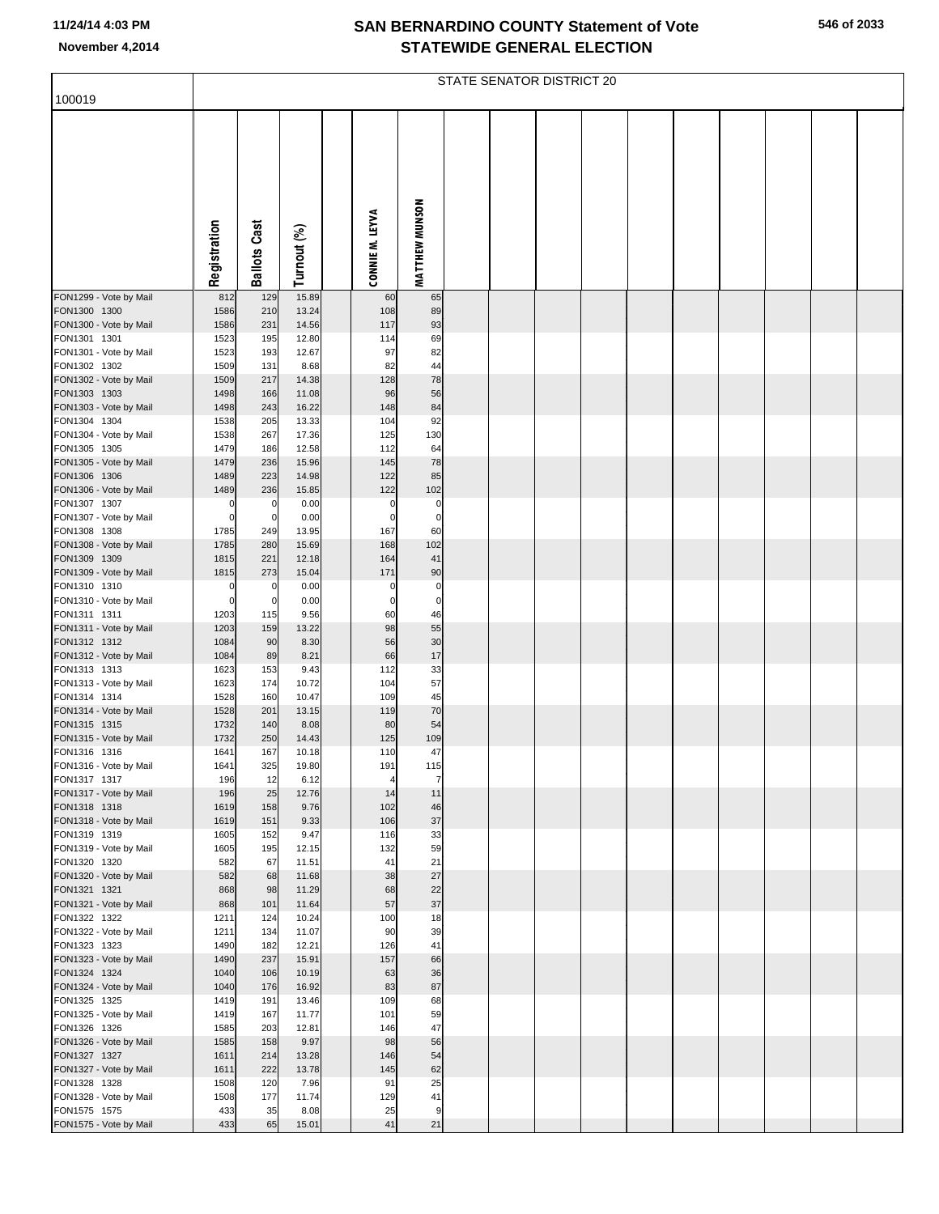# SAN BERNARDINO COUNTY Statement of Vote
# STATEWIDE GENERAL ELECTION

11/24/14 4:03 PM
November 4,2014

STATE SENATOR DISTRICT 20

100019

| | Registration | Ballots Cast | Turnout (%) | | CONNIE M. LEYVA | MATTHEW MUNSON |
|---|---|---|---|---|---|---|
| FON1299 - Vote by Mail | 812 | 129 | 15.89 | | 60 | 65 |
| FON1300 1300 | 1586 | 210 | 13.24 | | 108 | 89 |
| FON1300 - Vote by Mail | 1586 | 231 | 14.56 | | 117 | 93 |
| FON1301 1301 | 1523 | 195 | 12.80 | | 114 | 69 |
| FON1301 - Vote by Mail | 1523 | 193 | 12.67 | | 97 | 82 |
| FON1302 1302 | 1509 | 131 | 8.68 | | 82 | 44 |
| FON1302 - Vote by Mail | 1509 | 217 | 14.38 | | 128 | 78 |
| FON1303 1303 | 1498 | 166 | 11.08 | | 96 | 56 |
| FON1303 - Vote by Mail | 1498 | 243 | 16.22 | | 148 | 84 |
| FON1304 1304 | 1538 | 205 | 13.33 | | 104 | 92 |
| FON1304 - Vote by Mail | 1538 | 267 | 17.36 | | 125 | 130 |
| FON1305 1305 | 1479 | 186 | 12.58 | | 112 | 64 |
| FON1305 - Vote by Mail | 1479 | 236 | 15.96 | | 145 | 78 |
| FON1306 1306 | 1489 | 223 | 14.98 | | 122 | 85 |
| FON1306 - Vote by Mail | 1489 | 236 | 15.85 | | 122 | 102 |
| FON1307 1307 | 0 | 0 | 0.00 | | 0 | 0 |
| FON1307 - Vote by Mail | 0 | 0 | 0.00 | | 0 | 0 |
| FON1308 1308 | 1785 | 249 | 13.95 | | 167 | 60 |
| FON1308 - Vote by Mail | 1785 | 280 | 15.69 | | 168 | 102 |
| FON1309 1309 | 1815 | 221 | 12.18 | | 164 | 41 |
| FON1309 - Vote by Mail | 1815 | 273 | 15.04 | | 171 | 90 |
| FON1310 1310 | 0 | 0 | 0.00 | | 0 | 0 |
| FON1310 - Vote by Mail | 0 | 0 | 0.00 | | 0 | 0 |
| FON1311 1311 | 1203 | 115 | 9.56 | | 60 | 46 |
| FON1311 - Vote by Mail | 1203 | 159 | 13.22 | | 98 | 55 |
| FON1312 1312 | 1084 | 90 | 8.30 | | 56 | 30 |
| FON1312 - Vote by Mail | 1084 | 89 | 8.21 | | 66 | 17 |
| FON1313 1313 | 1623 | 153 | 9.43 | | 112 | 33 |
| FON1313 - Vote by Mail | 1623 | 174 | 10.72 | | 104 | 57 |
| FON1314 1314 | 1528 | 160 | 10.47 | | 109 | 45 |
| FON1314 - Vote by Mail | 1528 | 201 | 13.15 | | 119 | 70 |
| FON1315 1315 | 1732 | 140 | 8.08 | | 80 | 54 |
| FON1315 - Vote by Mail | 1732 | 250 | 14.43 | | 125 | 109 |
| FON1316 1316 | 1641 | 167 | 10.18 | | 110 | 47 |
| FON1316 - Vote by Mail | 1641 | 325 | 19.80 | | 191 | 115 |
| FON1317 1317 | 196 | 12 | 6.12 | | 4 | 7 |
| FON1317 - Vote by Mail | 196 | 25 | 12.76 | | 14 | 11 |
| FON1318 1318 | 1619 | 158 | 9.76 | | 102 | 46 |
| FON1318 - Vote by Mail | 1619 | 151 | 9.33 | | 106 | 37 |
| FON1319 1319 | 1605 | 152 | 9.47 | | 116 | 33 |
| FON1319 - Vote by Mail | 1605 | 195 | 12.15 | | 132 | 59 |
| FON1320 1320 | 582 | 67 | 11.51 | | 41 | 21 |
| FON1320 - Vote by Mail | 582 | 68 | 11.68 | | 38 | 27 |
| FON1321 1321 | 868 | 98 | 11.29 | | 68 | 22 |
| FON1321 - Vote by Mail | 868 | 101 | 11.64 | | 57 | 37 |
| FON1322 1322 | 1211 | 124 | 10.24 | | 100 | 18 |
| FON1322 - Vote by Mail | 1211 | 134 | 11.07 | | 90 | 39 |
| FON1323 1323 | 1490 | 182 | 12.21 | | 126 | 41 |
| FON1323 - Vote by Mail | 1490 | 237 | 15.91 | | 157 | 66 |
| FON1324 1324 | 1040 | 106 | 10.19 | | 63 | 36 |
| FON1324 - Vote by Mail | 1040 | 176 | 16.92 | | 83 | 87 |
| FON1325 1325 | 1419 | 191 | 13.46 | | 109 | 68 |
| FON1325 - Vote by Mail | 1419 | 167 | 11.77 | | 101 | 59 |
| FON1326 1326 | 1585 | 203 | 12.81 | | 146 | 47 |
| FON1326 - Vote by Mail | 1585 | 158 | 9.97 | | 98 | 56 |
| FON1327 1327 | 1611 | 214 | 13.28 | | 146 | 54 |
| FON1327 - Vote by Mail | 1611 | 222 | 13.78 | | 145 | 62 |
| FON1328 1328 | 1508 | 120 | 7.96 | | 91 | 25 |
| FON1328 - Vote by Mail | 1508 | 177 | 11.74 | | 129 | 41 |
| FON1575 1575 | 433 | 35 | 8.08 | | 25 | 9 |
| FON1575 - Vote by Mail | 433 | 65 | 15.01 | | 41 | 21 |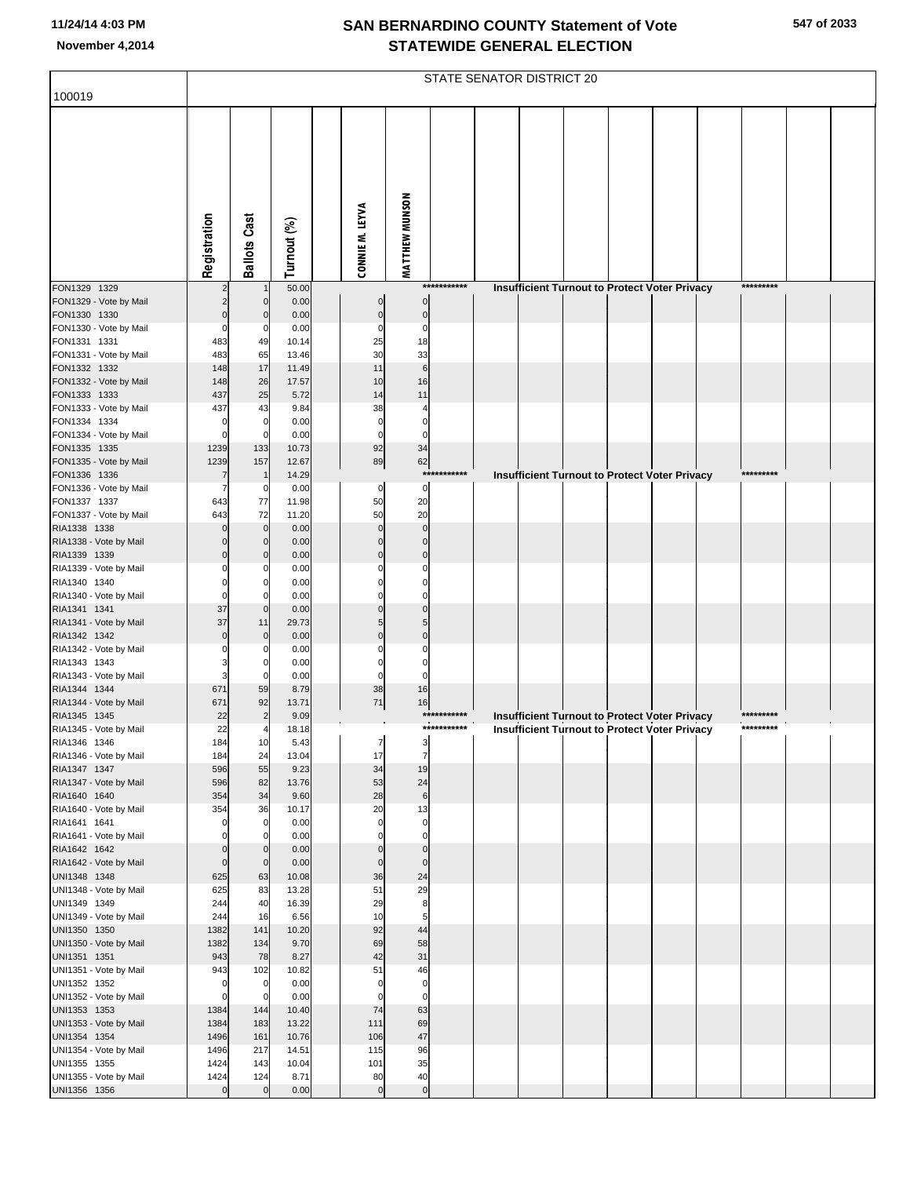# SAN BERNARDINO COUNTY Statement of Vote
## STATEWIDE GENERAL ELECTION

November 4,2014

100019

STATE SENATOR DISTRICT 20

| | Registration | Ballots Cast | Turnout (%) | CONNIE M. LEYVA | MATTHEW MUNSON |
|---|---|---|---|---|---|
| FON1329 1329 | 2 | 1 | 50.00 | Insufficient Turnout to Protect Voter Privacy | |
| FON1329 - Vote by Mail | 2 | 0 | 0.00 | 0 | 0 |
| FON1330 1330 | 0 | 0 | 0.00 | 0 | 0 |
| FON1330 - Vote by Mail | 0 | 0 | 0.00 | 0 | 0 |
| FON1331 1331 | 483 | 49 | 10.14 | 25 | 18 |
| FON1331 - Vote by Mail | 483 | 65 | 13.46 | 30 | 33 |
| FON1332 1332 | 148 | 17 | 11.49 | 11 | 6 |
| FON1332 - Vote by Mail | 148 | 26 | 17.57 | 10 | 16 |
| FON1333 1333 | 437 | 25 | 5.72 | 14 | 11 |
| FON1333 - Vote by Mail | 437 | 43 | 9.84 | 38 | 4 |
| FON1334 1334 | 0 | 0 | 0.00 | 0 | 0 |
| FON1334 - Vote by Mail | 0 | 0 | 0.00 | 0 | 0 |
| FON1335 1335 | 1239 | 133 | 10.73 | 92 | 34 |
| FON1335 - Vote by Mail | 1239 | 157 | 12.67 | 89 | 62 |
| FON1336 1336 | 7 | 1 | 14.29 | Insufficient Turnout to Protect Voter Privacy | |
| FON1336 - Vote by Mail | 7 | 0 | 0.00 | 0 | 0 |
| FON1337 1337 | 643 | 77 | 11.98 | 50 | 20 |
| FON1337 - Vote by Mail | 643 | 72 | 11.20 | 50 | 20 |
| RIA1338 1338 | 0 | 0 | 0.00 | 0 | 0 |
| RIA1338 - Vote by Mail | 0 | 0 | 0.00 | 0 | 0 |
| RIA1339 1339 | 0 | 0 | 0.00 | 0 | 0 |
| RIA1339 - Vote by Mail | 0 | 0 | 0.00 | 0 | 0 |
| RIA1340 1340 | 0 | 0 | 0.00 | 0 | 0 |
| RIA1340 - Vote by Mail | 0 | 0 | 0.00 | 0 | 0 |
| RIA1341 1341 | 37 | 0 | 0.00 | 0 | 0 |
| RIA1341 - Vote by Mail | 37 | 11 | 29.73 | 5 | 5 |
| RIA1342 1342 | 0 | 0 | 0.00 | 0 | 0 |
| RIA1342 - Vote by Mail | 0 | 0 | 0.00 | 0 | 0 |
| RIA1343 1343 | 3 | 0 | 0.00 | 0 | 0 |
| RIA1343 - Vote by Mail | 3 | 0 | 0.00 | 0 | 0 |
| RIA1344 1344 | 671 | 59 | 8.79 | 38 | 16 |
| RIA1344 - Vote by Mail | 671 | 92 | 13.71 | 71 | 16 |
| RIA1345 1345 | 22 | 2 | 9.09 | Insufficient Turnout to Protect Voter Privacy | |
| RIA1345 - Vote by Mail | 22 | 4 | 18.18 | Insufficient Turnout to Protect Voter Privacy | |
| RIA1346 1346 | 184 | 10 | 5.43 | 7 | 3 |
| RIA1346 - Vote by Mail | 184 | 24 | 13.04 | 17 | 7 |
| RIA1347 1347 | 596 | 55 | 9.23 | 34 | 19 |
| RIA1347 - Vote by Mail | 596 | 82 | 13.76 | 53 | 24 |
| RIA1640 1640 | 354 | 34 | 9.60 | 28 | 6 |
| RIA1640 - Vote by Mail | 354 | 36 | 10.17 | 20 | 13 |
| RIA1641 1641 | 0 | 0 | 0.00 | 0 | 0 |
| RIA1641 - Vote by Mail | 0 | 0 | 0.00 | 0 | 0 |
| RIA1642 1642 | 0 | 0 | 0.00 | 0 | 0 |
| RIA1642 - Vote by Mail | 0 | 0 | 0.00 | 0 | 0 |
| UNI1348 1348 | 625 | 63 | 10.08 | 36 | 24 |
| UNI1348 - Vote by Mail | 625 | 83 | 13.28 | 51 | 29 |
| UNI1349 1349 | 244 | 40 | 16.39 | 29 | 8 |
| UNI1349 - Vote by Mail | 244 | 16 | 6.56 | 10 | 5 |
| UNI1350 1350 | 1382 | 141 | 10.20 | 92 | 44 |
| UNI1350 - Vote by Mail | 1382 | 134 | 9.70 | 69 | 58 |
| UNI1351 1351 | 943 | 78 | 8.27 | 42 | 31 |
| UNI1351 - Vote by Mail | 943 | 102 | 10.82 | 51 | 46 |
| UNI1352 1352 | 0 | 0 | 0.00 | 0 | 0 |
| UNI1352 - Vote by Mail | 0 | 0 | 0.00 | 0 | 0 |
| UNI1353 1353 | 1384 | 144 | 10.40 | 74 | 63 |
| UNI1353 - Vote by Mail | 1384 | 183 | 13.22 | 111 | 69 |
| UNI1354 1354 | 1496 | 161 | 10.76 | 106 | 47 |
| UNI1354 - Vote by Mail | 1496 | 217 | 14.51 | 115 | 96 |
| UNI1355 1355 | 1424 | 143 | 10.04 | 101 | 35 |
| UNI1355 - Vote by Mail | 1424 | 124 | 8.71 | 80 | 40 |
| UNI1356 1356 | 0 | 0 | 0.00 | 0 | 0 |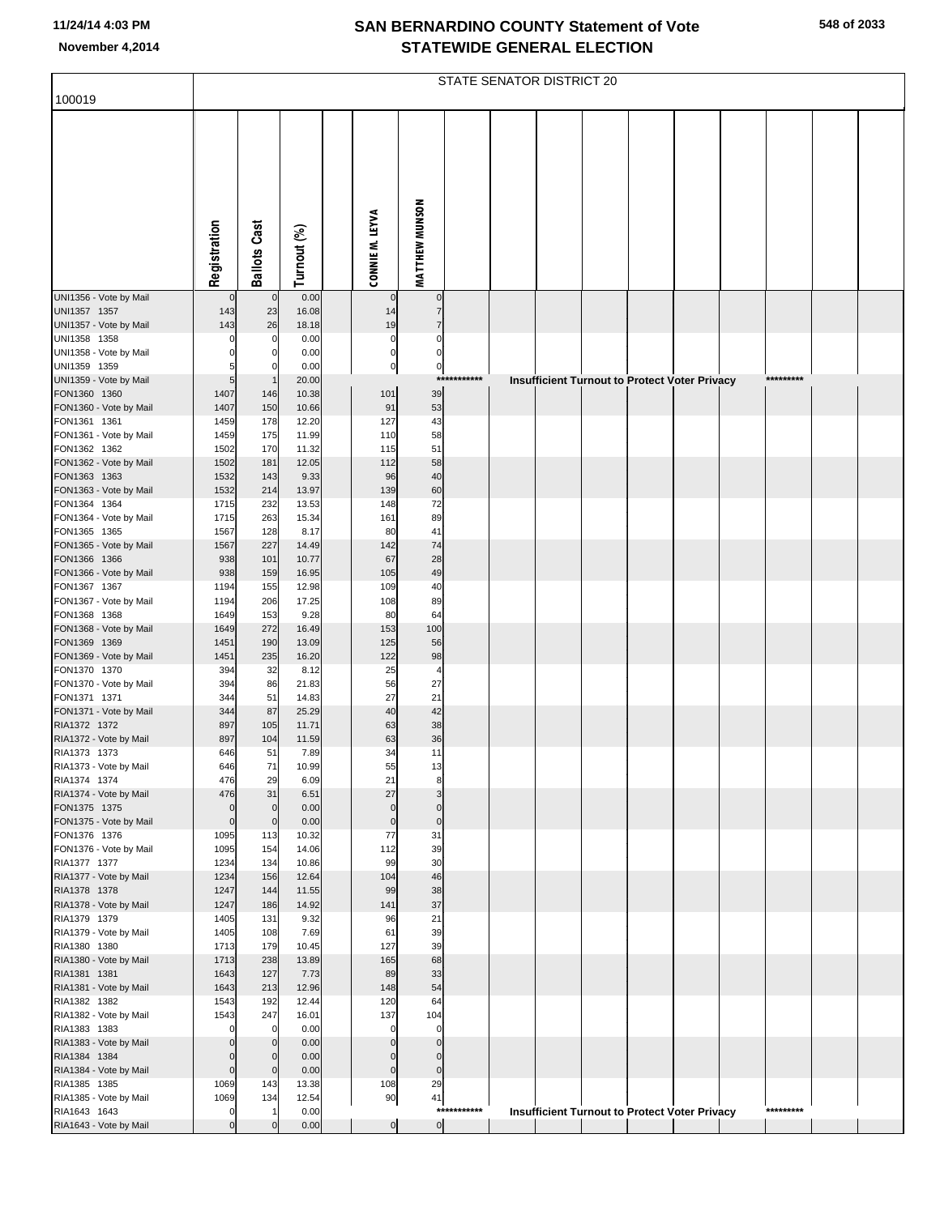# SAN BERNARDINO COUNTY Statement of Vote
## STATEWIDE GENERAL ELECTION

November 4,2014

100019 — STATE SENATOR DISTRICT 20

| | Registration | Ballots Cast | Turnout (%) | | CONNIE M. LEYVA | MATTHEW MUNSON |
|---|---|---|---|---|---|---|
| UNI1356 - Vote by Mail | 0 | 0 | 0.00 | | 0 | 0 |
| UNI1357 1357 | 143 | 23 | 16.08 | | 14 | 7 |
| UNI1357 - Vote by Mail | 143 | 26 | 18.18 | | 19 | 7 |
| UNI1358 1358 | 0 | 0 | 0.00 | | 0 | 0 |
| UNI1358 - Vote by Mail | 0 | 0 | 0.00 | | 0 | 0 |
| UNI1359 1359 | 5 | 0 | 0.00 | | 0 | 0 |
| UNI1359 - Vote by Mail | 5 | 1 | 20.00 | | *********** Insufficient Turnout to Protect Voter Privacy ********* | |
| FON1360 1360 | 1407 | 146 | 10.38 | | 101 | 39 |
| FON1360 - Vote by Mail | 1407 | 150 | 10.66 | | 91 | 53 |
| FON1361 1361 | 1459 | 178 | 12.20 | | 127 | 43 |
| FON1361 - Vote by Mail | 1459 | 175 | 11.99 | | 110 | 58 |
| FON1362 1362 | 1502 | 170 | 11.32 | | 115 | 51 |
| FON1362 - Vote by Mail | 1502 | 181 | 12.05 | | 112 | 58 |
| FON1363 1363 | 1532 | 143 | 9.33 | | 96 | 40 |
| FON1363 - Vote by Mail | 1532 | 214 | 13.97 | | 139 | 60 |
| FON1364 1364 | 1715 | 232 | 13.53 | | 148 | 72 |
| FON1364 - Vote by Mail | 1715 | 263 | 15.34 | | 161 | 89 |
| FON1365 1365 | 1567 | 128 | 8.17 | | 80 | 41 |
| FON1365 - Vote by Mail | 1567 | 227 | 14.49 | | 142 | 74 |
| FON1366 1366 | 938 | 101 | 10.77 | | 67 | 28 |
| FON1366 - Vote by Mail | 938 | 159 | 16.95 | | 105 | 49 |
| FON1367 1367 | 1194 | 155 | 12.98 | | 109 | 40 |
| FON1367 - Vote by Mail | 1194 | 206 | 17.25 | | 108 | 89 |
| FON1368 1368 | 1649 | 153 | 9.28 | | 80 | 64 |
| FON1368 - Vote by Mail | 1649 | 272 | 16.49 | | 153 | 100 |
| FON1369 1369 | 1451 | 190 | 13.09 | | 125 | 56 |
| FON1369 - Vote by Mail | 1451 | 235 | 16.20 | | 122 | 98 |
| FON1370 1370 | 394 | 32 | 8.12 | | 25 | 4 |
| FON1370 - Vote by Mail | 394 | 86 | 21.83 | | 56 | 27 |
| FON1371 1371 | 344 | 51 | 14.83 | | 27 | 21 |
| FON1371 - Vote by Mail | 344 | 87 | 25.29 | | 40 | 42 |
| RIA1372 1372 | 897 | 105 | 11.71 | | 63 | 38 |
| RIA1372 - Vote by Mail | 897 | 104 | 11.59 | | 63 | 36 |
| RIA1373 1373 | 646 | 51 | 7.89 | | 34 | 11 |
| RIA1373 - Vote by Mail | 646 | 71 | 10.99 | | 55 | 13 |
| RIA1374 1374 | 476 | 29 | 6.09 | | 21 | 8 |
| RIA1374 - Vote by Mail | 476 | 31 | 6.51 | | 27 | 3 |
| FON1375 1375 | 0 | 0 | 0.00 | | 0 | 0 |
| FON1375 - Vote by Mail | 0 | 0 | 0.00 | | 0 | 0 |
| FON1376 1376 | 1095 | 113 | 10.32 | | 77 | 31 |
| FON1376 - Vote by Mail | 1095 | 154 | 14.06 | | 112 | 39 |
| RIA1377 1377 | 1234 | 134 | 10.86 | | 99 | 30 |
| RIA1377 - Vote by Mail | 1234 | 156 | 12.64 | | 104 | 46 |
| RIA1378 1378 | 1247 | 144 | 11.55 | | 99 | 38 |
| RIA1378 - Vote by Mail | 1247 | 186 | 14.92 | | 141 | 37 |
| RIA1379 1379 | 1405 | 131 | 9.32 | | 96 | 21 |
| RIA1379 - Vote by Mail | 1405 | 108 | 7.69 | | 61 | 39 |
| RIA1380 1380 | 1713 | 179 | 10.45 | | 127 | 39 |
| RIA1380 - Vote by Mail | 1713 | 238 | 13.89 | | 165 | 68 |
| RIA1381 1381 | 1643 | 127 | 7.73 | | 89 | 33 |
| RIA1381 - Vote by Mail | 1643 | 213 | 12.96 | | 148 | 54 |
| RIA1382 1382 | 1543 | 192 | 12.44 | | 120 | 64 |
| RIA1382 - Vote by Mail | 1543 | 247 | 16.01 | | 137 | 104 |
| RIA1383 1383 | 0 | 0 | 0.00 | | 0 | 0 |
| RIA1383 - Vote by Mail | 0 | 0 | 0.00 | | 0 | 0 |
| RIA1384 1384 | 0 | 0 | 0.00 | | 0 | 0 |
| RIA1384 - Vote by Mail | 0 | 0 | 0.00 | | 0 | 0 |
| RIA1385 1385 | 1069 | 143 | 13.38 | | 108 | 29 |
| RIA1385 - Vote by Mail | 1069 | 134 | 12.54 | | 90 | 41 |
| RIA1643 1643 | 0 | 1 | 0.00 | | *********** Insufficient Turnout to Protect Voter Privacy ********* | |
| RIA1643 - Vote by Mail | 0 | 0 | 0.00 | | 0 | 0 |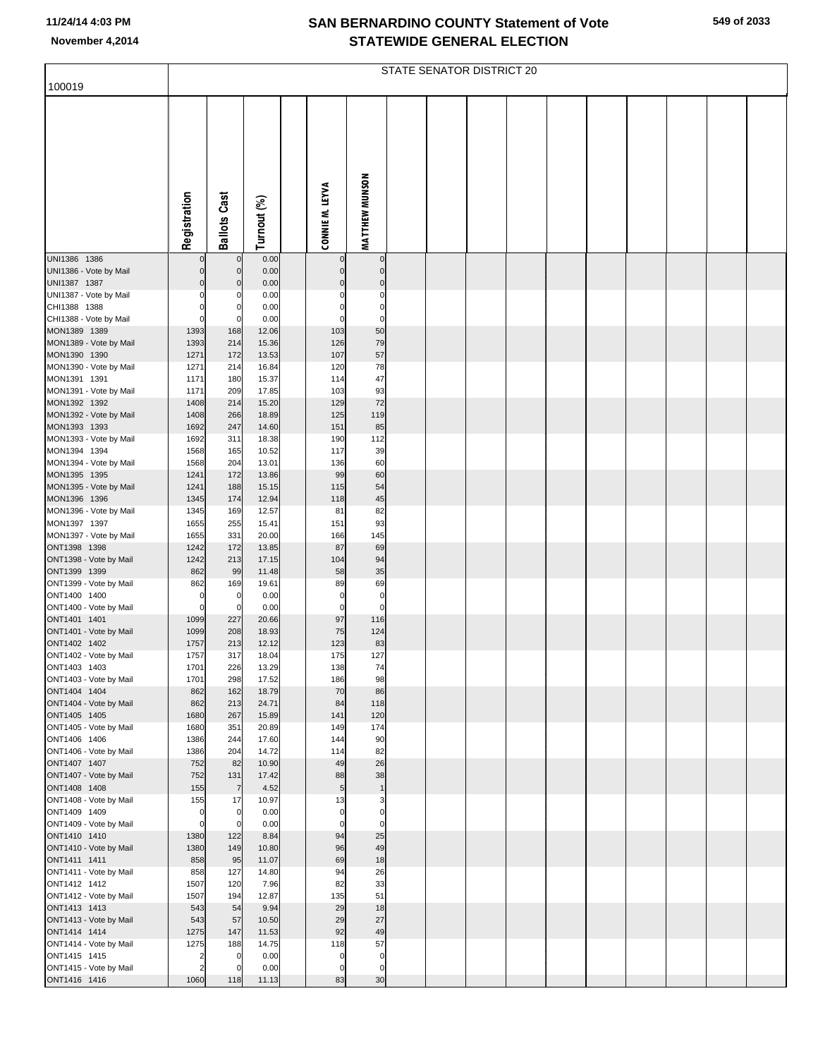# SAN BERNARDINO COUNTY Statement of Vote
## STATEWIDE GENERAL ELECTION

November 4,2014

100019

STATE SENATOR DISTRICT 20

| | Registration | Ballots Cast | Turnout (%) | | CONNIE M. LEYVA | MATTHEW MUNSON |
|---|---|---|---|---|---|---|
| UNI1386 1386 | 0 | 0 | 0.00 | | 0 | 0 |
| UNI1386 - Vote by Mail | 0 | 0 | 0.00 | | 0 | 0 |
| UNI1387 1387 | 0 | 0 | 0.00 | | 0 | 0 |
| UNI1387 - Vote by Mail | 0 | 0 | 0.00 | | 0 | 0 |
| CHI1388 1388 | 0 | 0 | 0.00 | | 0 | 0 |
| CHI1388 - Vote by Mail | 0 | 0 | 0.00 | | 0 | 0 |
| MON1389 1389 | 1393 | 168 | 12.06 | | 103 | 50 |
| MON1389 - Vote by Mail | 1393 | 214 | 15.36 | | 126 | 79 |
| MON1390 1390 | 1271 | 172 | 13.53 | | 107 | 57 |
| MON1390 - Vote by Mail | 1271 | 214 | 16.84 | | 120 | 78 |
| MON1391 1391 | 1171 | 180 | 15.37 | | 114 | 47 |
| MON1391 - Vote by Mail | 1171 | 209 | 17.85 | | 103 | 93 |
| MON1392 1392 | 1408 | 214 | 15.20 | | 129 | 72 |
| MON1392 - Vote by Mail | 1408 | 266 | 18.89 | | 125 | 119 |
| MON1393 1393 | 1692 | 247 | 14.60 | | 151 | 85 |
| MON1393 - Vote by Mail | 1692 | 311 | 18.38 | | 190 | 112 |
| MON1394 1394 | 1568 | 165 | 10.52 | | 117 | 39 |
| MON1394 - Vote by Mail | 1568 | 204 | 13.01 | | 136 | 60 |
| MON1395 1395 | 1241 | 172 | 13.86 | | 99 | 60 |
| MON1395 - Vote by Mail | 1241 | 188 | 15.15 | | 115 | 54 |
| MON1396 1396 | 1345 | 174 | 12.94 | | 118 | 45 |
| MON1396 - Vote by Mail | 1345 | 169 | 12.57 | | 81 | 82 |
| MON1397 1397 | 1655 | 255 | 15.41 | | 151 | 93 |
| MON1397 - Vote by Mail | 1655 | 331 | 20.00 | | 166 | 145 |
| ONT1398 1398 | 1242 | 172 | 13.85 | | 87 | 69 |
| ONT1398 - Vote by Mail | 1242 | 213 | 17.15 | | 104 | 94 |
| ONT1399 1399 | 862 | 99 | 11.48 | | 58 | 35 |
| ONT1399 - Vote by Mail | 862 | 169 | 19.61 | | 89 | 69 |
| ONT1400 1400 | 0 | 0 | 0.00 | | 0 | 0 |
| ONT1400 - Vote by Mail | 0 | 0 | 0.00 | | 0 | 0 |
| ONT1401 1401 | 1099 | 227 | 20.66 | | 97 | 116 |
| ONT1401 - Vote by Mail | 1099 | 208 | 18.93 | | 75 | 124 |
| ONT1402 1402 | 1757 | 213 | 12.12 | | 123 | 83 |
| ONT1402 - Vote by Mail | 1757 | 317 | 18.04 | | 175 | 127 |
| ONT1403 1403 | 1701 | 226 | 13.29 | | 138 | 74 |
| ONT1403 - Vote by Mail | 1701 | 298 | 17.52 | | 186 | 98 |
| ONT1404 1404 | 862 | 162 | 18.79 | | 70 | 86 |
| ONT1404 - Vote by Mail | 862 | 213 | 24.71 | | 84 | 118 |
| ONT1405 1405 | 1680 | 267 | 15.89 | | 141 | 120 |
| ONT1405 - Vote by Mail | 1680 | 351 | 20.89 | | 149 | 174 |
| ONT1406 1406 | 1386 | 244 | 17.60 | | 144 | 90 |
| ONT1406 - Vote by Mail | 1386 | 204 | 14.72 | | 114 | 82 |
| ONT1407 1407 | 752 | 82 | 10.90 | | 49 | 26 |
| ONT1407 - Vote by Mail | 752 | 131 | 17.42 | | 88 | 38 |
| ONT1408 1408 | 155 | 7 | 4.52 | | 5 | 1 |
| ONT1408 - Vote by Mail | 155 | 17 | 10.97 | | 13 | 3 |
| ONT1409 1409 | 0 | 0 | 0.00 | | 0 | 0 |
| ONT1409 - Vote by Mail | 0 | 0 | 0.00 | | 0 | 0 |
| ONT1410 1410 | 1380 | 122 | 8.84 | | 94 | 25 |
| ONT1410 - Vote by Mail | 1380 | 149 | 10.80 | | 96 | 49 |
| ONT1411 1411 | 858 | 95 | 11.07 | | 69 | 18 |
| ONT1411 - Vote by Mail | 858 | 127 | 14.80 | | 94 | 26 |
| ONT1412 1412 | 1507 | 120 | 7.96 | | 82 | 33 |
| ONT1412 - Vote by Mail | 1507 | 194 | 12.87 | | 135 | 51 |
| ONT1413 1413 | 543 | 54 | 9.94 | | 29 | 18 |
| ONT1413 - Vote by Mail | 543 | 57 | 10.50 | | 29 | 27 |
| ONT1414 1414 | 1275 | 147 | 11.53 | | 92 | 49 |
| ONT1414 - Vote by Mail | 1275 | 188 | 14.75 | | 118 | 57 |
| ONT1415 1415 | 2 | 0 | 0.00 | | 0 | 0 |
| ONT1415 - Vote by Mail | 2 | 0 | 0.00 | | 0 | 0 |
| ONT1416 1416 | 1060 | 118 | 11.13 | | 83 | 30 |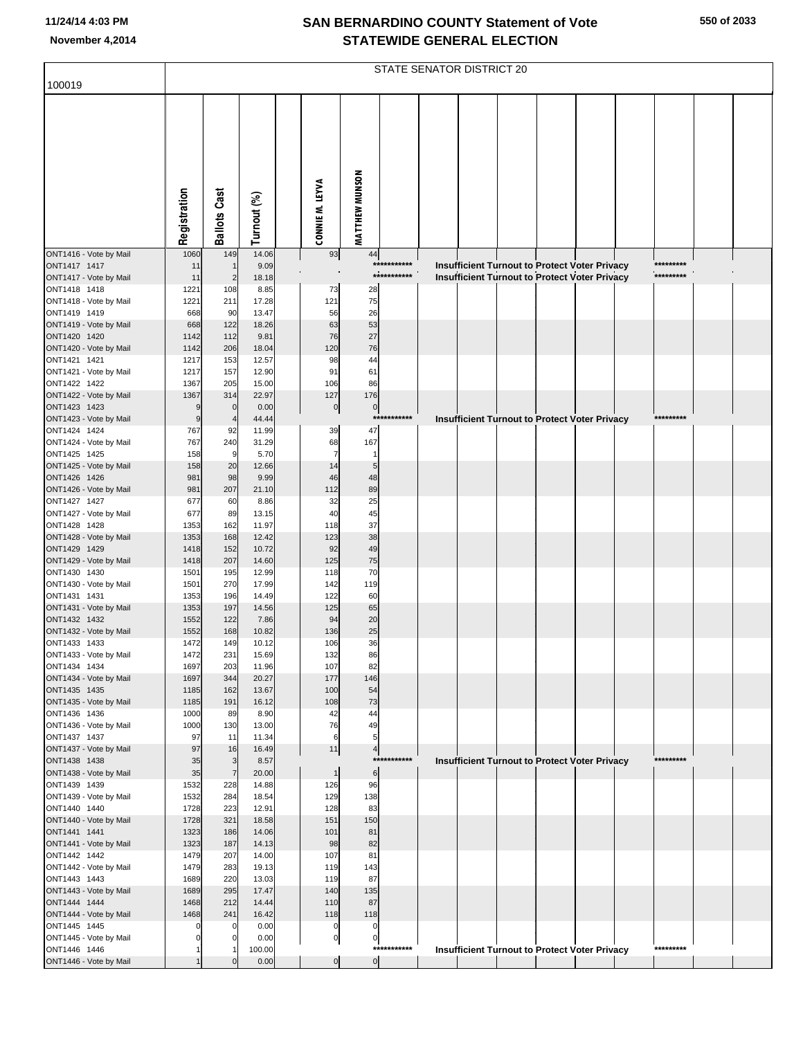# SAN BERNARDINO COUNTY Statement of Vote
# STATEWIDE GENERAL ELECTION

November 4,2014

## STATE SENATOR DISTRICT 20

100019

| | Registration | Ballots Cast | Turnout (%) | CONNIE M. LEYVA | MATTHEW MUNSON | |
|---|---|---|---|---|---|---|
| ONT1416 - Vote by Mail | 1060 | 149 | 14.06 | 93 | 44 | |
| ONT1417 1417 | 11 | 1 | 9.09 | | *********** | Insufficient Turnout to Protect Voter Privacy ********* |
| ONT1417 - Vote by Mail | 11 | 2 | 18.18 | | *********** | Insufficient Turnout to Protect Voter Privacy ********* |
| ONT1418 1418 | 1221 | 108 | 8.85 | 73 | 28 | |
| ONT1418 - Vote by Mail | 1221 | 211 | 17.28 | 121 | 75 | |
| ONT1419 1419 | 668 | 90 | 13.47 | 56 | 26 | |
| ONT1419 - Vote by Mail | 668 | 122 | 18.26 | 63 | 53 | |
| ONT1420 1420 | 1142 | 112 | 9.81 | 76 | 27 | |
| ONT1420 - Vote by Mail | 1142 | 206 | 18.04 | 120 | 76 | |
| ONT1421 1421 | 1217 | 153 | 12.57 | 98 | 44 | |
| ONT1421 - Vote by Mail | 1217 | 157 | 12.90 | 91 | 61 | |
| ONT1422 1422 | 1367 | 205 | 15.00 | 106 | 86 | |
| ONT1422 - Vote by Mail | 1367 | 314 | 22.97 | 127 | 176 | |
| ONT1423 1423 | 9 | 0 | 0.00 | 0 | 0 | |
| ONT1423 - Vote by Mail | 9 | 4 | 44.44 | | *********** | Insufficient Turnout to Protect Voter Privacy ********* |
| ONT1424 1424 | 767 | 92 | 11.99 | 39 | 47 | |
| ONT1424 - Vote by Mail | 767 | 240 | 31.29 | 68 | 167 | |
| ONT1425 1425 | 158 | 9 | 5.70 | 7 | 1 | |
| ONT1425 - Vote by Mail | 158 | 20 | 12.66 | 14 | 5 | |
| ONT1426 1426 | 981 | 98 | 9.99 | 46 | 48 | |
| ONT1426 - Vote by Mail | 981 | 207 | 21.10 | 112 | 89 | |
| ONT1427 1427 | 677 | 60 | 8.86 | 32 | 25 | |
| ONT1427 - Vote by Mail | 677 | 89 | 13.15 | 40 | 45 | |
| ONT1428 1428 | 1353 | 162 | 11.97 | 118 | 37 | |
| ONT1428 - Vote by Mail | 1353 | 168 | 12.42 | 123 | 38 | |
| ONT1429 1429 | 1418 | 152 | 10.72 | 92 | 49 | |
| ONT1429 - Vote by Mail | 1418 | 207 | 14.60 | 125 | 75 | |
| ONT1430 1430 | 1501 | 195 | 12.99 | 118 | 70 | |
| ONT1430 - Vote by Mail | 1501 | 270 | 17.99 | 142 | 119 | |
| ONT1431 1431 | 1353 | 196 | 14.49 | 122 | 60 | |
| ONT1431 - Vote by Mail | 1353 | 197 | 14.56 | 125 | 65 | |
| ONT1432 1432 | 1552 | 122 | 7.86 | 94 | 20 | |
| ONT1432 - Vote by Mail | 1552 | 168 | 10.82 | 136 | 25 | |
| ONT1433 1433 | 1472 | 149 | 10.12 | 106 | 36 | |
| ONT1433 - Vote by Mail | 1472 | 231 | 15.69 | 132 | 86 | |
| ONT1434 1434 | 1697 | 203 | 11.96 | 107 | 82 | |
| ONT1434 - Vote by Mail | 1697 | 344 | 20.27 | 177 | 146 | |
| ONT1435 1435 | 1185 | 162 | 13.67 | 100 | 54 | |
| ONT1435 - Vote by Mail | 1185 | 191 | 16.12 | 108 | 73 | |
| ONT1436 1436 | 1000 | 89 | 8.90 | 42 | 44 | |
| ONT1436 - Vote by Mail | 1000 | 130 | 13.00 | 76 | 49 | |
| ONT1437 1437 | 97 | 11 | 11.34 | 6 | 5 | |
| ONT1437 - Vote by Mail | 97 | 16 | 16.49 | 11 | 4 | |
| ONT1438 1438 | 35 | 3 | 8.57 | | *********** | Insufficient Turnout to Protect Voter Privacy ********* |
| ONT1438 - Vote by Mail | 35 | 7 | 20.00 | 1 | 6 | |
| ONT1439 1439 | 1532 | 228 | 14.88 | 126 | 96 | |
| ONT1439 - Vote by Mail | 1532 | 284 | 18.54 | 129 | 138 | |
| ONT1440 1440 | 1728 | 223 | 12.91 | 128 | 83 | |
| ONT1440 - Vote by Mail | 1728 | 321 | 18.58 | 151 | 150 | |
| ONT1441 1441 | 1323 | 186 | 14.06 | 101 | 81 | |
| ONT1441 - Vote by Mail | 1323 | 187 | 14.13 | 98 | 82 | |
| ONT1442 1442 | 1479 | 207 | 14.00 | 107 | 81 | |
| ONT1442 - Vote by Mail | 1479 | 283 | 19.13 | 119 | 143 | |
| ONT1443 1443 | 1689 | 220 | 13.03 | 119 | 87 | |
| ONT1443 - Vote by Mail | 1689 | 295 | 17.47 | 140 | 135 | |
| ONT1444 1444 | 1468 | 212 | 14.44 | 110 | 87 | |
| ONT1444 - Vote by Mail | 1468 | 241 | 16.42 | 118 | 118 | |
| ONT1445 1445 | 0 | 0 | 0.00 | 0 | 0 | |
| ONT1445 - Vote by Mail | 0 | 0 | 0.00 | 0 | 0 | |
| ONT1446 1446 | 1 | 1 | 100.00 | | *********** | Insufficient Turnout to Protect Voter Privacy ********* |
| ONT1446 - Vote by Mail | 1 | 0 | 0.00 | 0 | 0 | |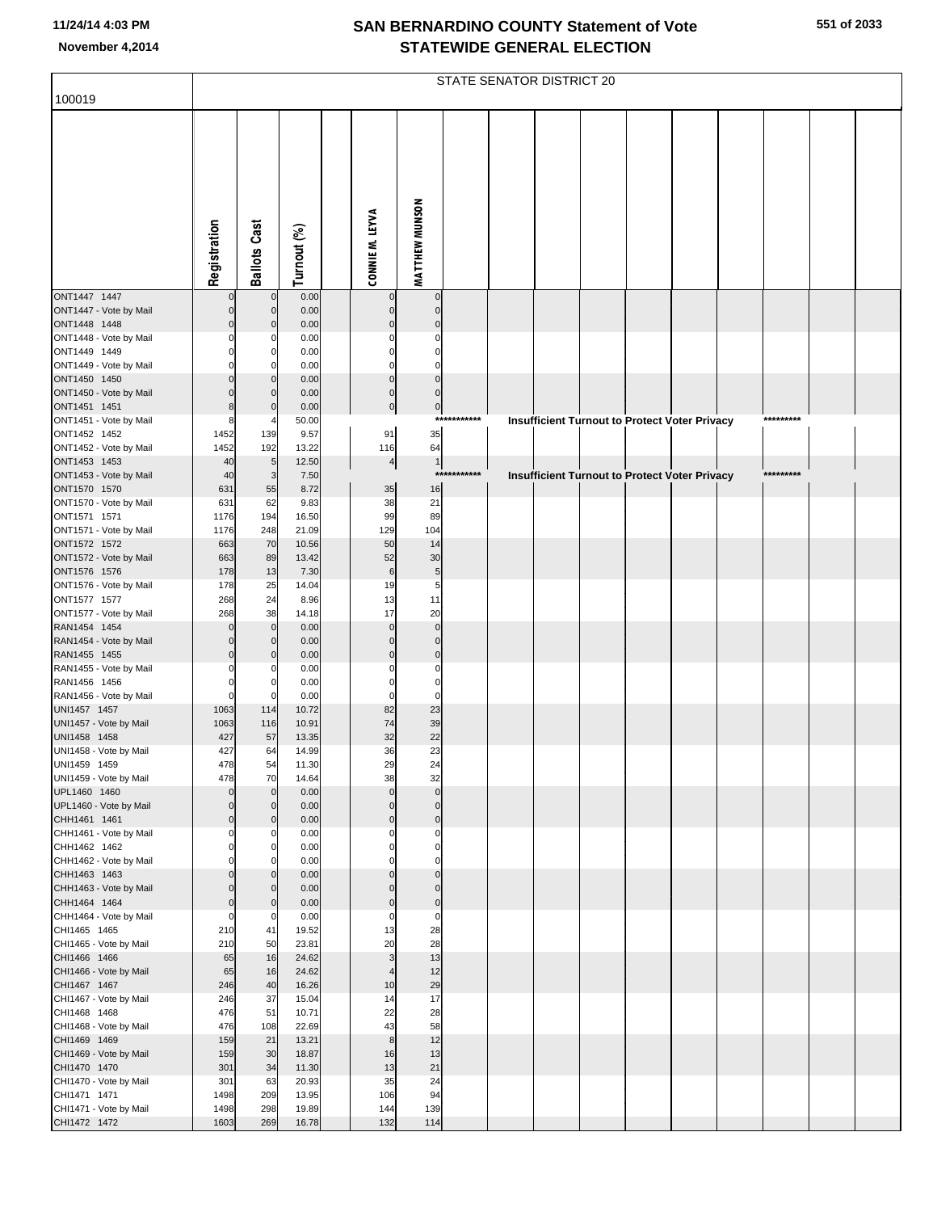# SAN BERNARDINO COUNTY Statement of Vote
## STATEWIDE GENERAL ELECTION

November 4,2014

100019

STATE SENATOR DISTRICT 20

| | Registration | Ballots Cast | Turnout (%) | | CONNIE M. LEYVA | MATTHEW MUNSON | | | | | | | | | | |
|---|---|---|---|---|---|---|---|---|---|---|---|---|---|---|---|---|
| ONT1447 1447 | 0 | 0 | 0.00 | | 0 | 0 | | | | | | | | | | |
| ONT1447 - Vote by Mail | 0 | 0 | 0.00 | | 0 | 0 | | | | | | | | | | |
| ONT1448 1448 | 0 | 0 | 0.00 | | 0 | 0 | | | | | | | | | | |
| ONT1448 - Vote by Mail | 0 | 0 | 0.00 | | 0 | 0 | | | | | | | | | | |
| ONT1449 1449 | 0 | 0 | 0.00 | | 0 | 0 | | | | | | | | | | |
| ONT1449 - Vote by Mail | 0 | 0 | 0.00 | | 0 | 0 | | | | | | | | | | |
| ONT1450 1450 | 0 | 0 | 0.00 | | 0 | 0 | | | | | | | | | | |
| ONT1450 - Vote by Mail | 0 | 0 | 0.00 | | 0 | 0 | | | | | | | | | | |
| ONT1451 1451 | 8 | 0 | 0.00 | | 0 | 0 | | | | | | | | | | |
| ONT1451 - Vote by Mail | 8 | 4 | 50.00 | | | | *********** | Insufficient Turnout to Protect Voter Privacy | | | | | | ********* | | |
| ONT1452 1452 | 1452 | 139 | 9.57 | | 91 | 35 | | | | | | | | | | |
| ONT1452 - Vote by Mail | 1452 | 192 | 13.22 | | 116 | 64 | | | | | | | | | | |
| ONT1453 1453 | 40 | 5 | 12.50 | | 4 | 1 | | | | | | | | | | |
| ONT1453 - Vote by Mail | 40 | 3 | 7.50 | | | | *********** | Insufficient Turnout to Protect Voter Privacy | | | | | | ********* | | |
| ONT1570 1570 | 631 | 55 | 8.72 | | 35 | 16 | | | | | | | | | | |
| ONT1570 - Vote by Mail | 631 | 62 | 9.83 | | 38 | 21 | | | | | | | | | | |
| ONT1571 1571 | 1176 | 194 | 16.50 | | 99 | 89 | | | | | | | | | | |
| ONT1571 - Vote by Mail | 1176 | 248 | 21.09 | | 129 | 104 | | | | | | | | | | |
| ONT1572 1572 | 663 | 70 | 10.56 | | 50 | 14 | | | | | | | | | | |
| ONT1572 - Vote by Mail | 663 | 89 | 13.42 | | 52 | 30 | | | | | | | | | | |
| ONT1576 1576 | 178 | 13 | 7.30 | | 6 | 5 | | | | | | | | | | |
| ONT1576 - Vote by Mail | 178 | 25 | 14.04 | | 19 | 5 | | | | | | | | | | |
| ONT1577 1577 | 268 | 24 | 8.96 | | 13 | 11 | | | | | | | | | | |
| ONT1577 - Vote by Mail | 268 | 38 | 14.18 | | 17 | 20 | | | | | | | | | | |
| RAN1454 1454 | 0 | 0 | 0.00 | | 0 | 0 | | | | | | | | | | |
| RAN1454 - Vote by Mail | 0 | 0 | 0.00 | | 0 | 0 | | | | | | | | | | |
| RAN1455 1455 | 0 | 0 | 0.00 | | 0 | 0 | | | | | | | | | | |
| RAN1455 - Vote by Mail | 0 | 0 | 0.00 | | 0 | 0 | | | | | | | | | | |
| RAN1456 1456 | 0 | 0 | 0.00 | | 0 | 0 | | | | | | | | | | |
| RAN1456 - Vote by Mail | 0 | 0 | 0.00 | | 0 | 0 | | | | | | | | | | |
| UNI1457 1457 | 1063 | 114 | 10.72 | | 82 | 23 | | | | | | | | | | |
| UNI1457 - Vote by Mail | 1063 | 116 | 10.91 | | 74 | 39 | | | | | | | | | | |
| UNI1458 1458 | 427 | 57 | 13.35 | | 32 | 22 | | | | | | | | | | |
| UNI1458 - Vote by Mail | 427 | 64 | 14.99 | | 36 | 23 | | | | | | | | | | |
| UNI1459 1459 | 478 | 54 | 11.30 | | 29 | 24 | | | | | | | | | | |
| UNI1459 - Vote by Mail | 478 | 70 | 14.64 | | 38 | 32 | | | | | | | | | | |
| UPL1460 1460 | 0 | 0 | 0.00 | | 0 | 0 | | | | | | | | | | |
| UPL1460 - Vote by Mail | 0 | 0 | 0.00 | | 0 | 0 | | | | | | | | | | |
| CHH1461 1461 | 0 | 0 | 0.00 | | 0 | 0 | | | | | | | | | | |
| CHH1461 - Vote by Mail | 0 | 0 | 0.00 | | 0 | 0 | | | | | | | | | | |
| CHH1462 1462 | 0 | 0 | 0.00 | | 0 | 0 | | | | | | | | | | |
| CHH1462 - Vote by Mail | 0 | 0 | 0.00 | | 0 | 0 | | | | | | | | | | |
| CHH1463 1463 | 0 | 0 | 0.00 | | 0 | 0 | | | | | | | | | | |
| CHH1463 - Vote by Mail | 0 | 0 | 0.00 | | 0 | 0 | | | | | | | | | | |
| CHH1464 1464 | 0 | 0 | 0.00 | | 0 | 0 | | | | | | | | | | |
| CHH1464 - Vote by Mail | 0 | 0 | 0.00 | | 0 | 0 | | | | | | | | | | |
| CHI1465 1465 | 210 | 41 | 19.52 | | 13 | 28 | | | | | | | | | | |
| CHI1465 - Vote by Mail | 210 | 50 | 23.81 | | 20 | 28 | | | | | | | | | | |
| CHI1466 1466 | 65 | 16 | 24.62 | | 3 | 13 | | | | | | | | | | |
| CHI1466 - Vote by Mail | 65 | 16 | 24.62 | | 4 | 12 | | | | | | | | | | |
| CHI1467 1467 | 246 | 40 | 16.26 | | 10 | 29 | | | | | | | | | | |
| CHI1467 - Vote by Mail | 246 | 37 | 15.04 | | 14 | 17 | | | | | | | | | | |
| CHI1468 1468 | 476 | 51 | 10.71 | | 22 | 28 | | | | | | | | | | |
| CHI1468 - Vote by Mail | 476 | 108 | 22.69 | | 43 | 58 | | | | | | | | | | |
| CHI1469 1469 | 159 | 21 | 13.21 | | 8 | 12 | | | | | | | | | | |
| CHI1469 - Vote by Mail | 159 | 30 | 18.87 | | 16 | 13 | | | | | | | | | | |
| CHI1470 1470 | 301 | 34 | 11.30 | | 13 | 21 | | | | | | | | | | |
| CHI1470 - Vote by Mail | 301 | 63 | 20.93 | | 35 | 24 | | | | | | | | | | |
| CHI1471 1471 | 1498 | 209 | 13.95 | | 106 | 94 | | | | | | | | | | |
| CHI1471 - Vote by Mail | 1498 | 298 | 19.89 | | 144 | 139 | | | | | | | | | | |
| CHI1472 1472 | 1603 | 269 | 16.78 | | 132 | 114 | | | | | | | | | | |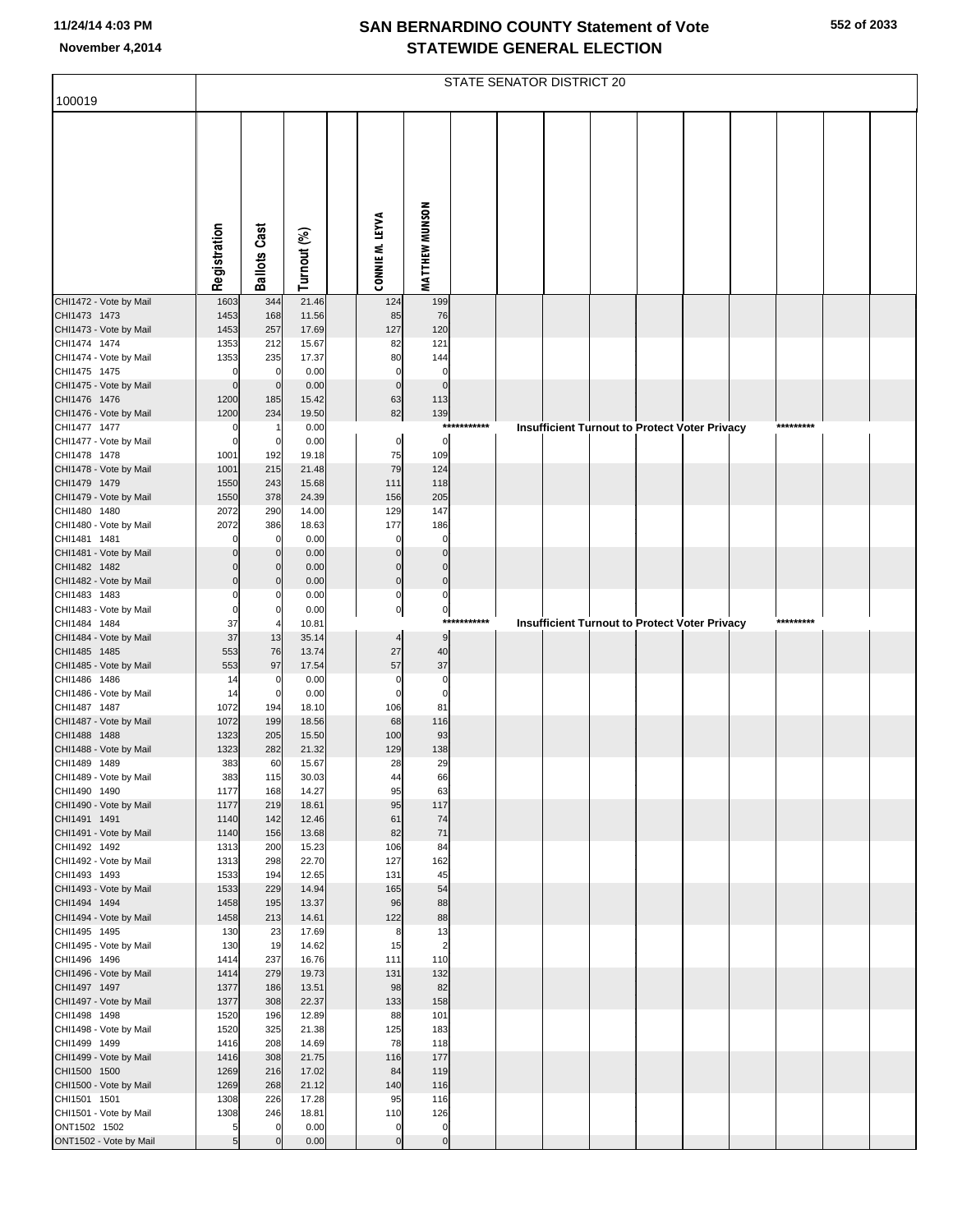# SAN BERNARDINO COUNTY Statement of Vote
## STATEWIDE GENERAL ELECTION

11/24/14 4:03 PM
November 4,2014

100019

STATE SENATOR DISTRICT 20

| | Registration | Ballots Cast | Turnout (%) | | CONNIE M. LEYVA | MATTHEW MUNSON |
|---|---|---|---|---|---|---|
| CHI1472 - Vote by Mail | 1603 | 344 | 21.46 | | 124 | 199 |
| CHI1473 1473 | 1453 | 168 | 11.56 | | 85 | 76 |
| CHI1473 - Vote by Mail | 1453 | 257 | 17.69 | | 127 | 120 |
| CHI1474 1474 | 1353 | 212 | 15.67 | | 82 | 121 |
| CHI1474 - Vote by Mail | 1353 | 235 | 17.37 | | 80 | 144 |
| CHI1475 1475 | 0 | 0 | 0.00 | | 0 | 0 |
| CHI1475 - Vote by Mail | 0 | 0 | 0.00 | | 0 | 0 |
| CHI1476 1476 | 1200 | 185 | 15.42 | | 63 | 113 |
| CHI1476 - Vote by Mail | 1200 | 234 | 19.50 | | 82 | 139 |
| CHI1477 1477 | 0 | 1 | 0.00 | | *********** Insufficient Turnout to Protect Voter Privacy ********* | |
| CHI1477 - Vote by Mail | 0 | 0 | 0.00 | | 0 | 0 |
| CHI1478 1478 | 1001 | 192 | 19.18 | | 75 | 109 |
| CHI1478 - Vote by Mail | 1001 | 215 | 21.48 | | 79 | 124 |
| CHI1479 1479 | 1550 | 243 | 15.68 | | 111 | 118 |
| CHI1479 - Vote by Mail | 1550 | 378 | 24.39 | | 156 | 205 |
| CHI1480 1480 | 2072 | 290 | 14.00 | | 129 | 147 |
| CHI1480 - Vote by Mail | 2072 | 386 | 18.63 | | 177 | 186 |
| CHI1481 1481 | 0 | 0 | 0.00 | | 0 | 0 |
| CHI1481 - Vote by Mail | 0 | 0 | 0.00 | | 0 | 0 |
| CHI1482 1482 | 0 | 0 | 0.00 | | 0 | 0 |
| CHI1482 - Vote by Mail | 0 | 0 | 0.00 | | 0 | 0 |
| CHI1483 1483 | 0 | 0 | 0.00 | | 0 | 0 |
| CHI1483 - Vote by Mail | 0 | 0 | 0.00 | | 0 | 0 |
| CHI1484 1484 | 37 | 4 | 10.81 | | *********** Insufficient Turnout to Protect Voter Privacy ********* | |
| CHI1484 - Vote by Mail | 37 | 13 | 35.14 | | 4 | 9 |
| CHI1485 1485 | 553 | 76 | 13.74 | | 27 | 40 |
| CHI1485 - Vote by Mail | 553 | 97 | 17.54 | | 57 | 37 |
| CHI1486 1486 | 14 | 0 | 0.00 | | 0 | 0 |
| CHI1486 - Vote by Mail | 14 | 0 | 0.00 | | 0 | 0 |
| CHI1487 1487 | 1072 | 194 | 18.10 | | 106 | 81 |
| CHI1487 - Vote by Mail | 1072 | 199 | 18.56 | | 68 | 116 |
| CHI1488 1488 | 1323 | 205 | 15.50 | | 100 | 93 |
| CHI1488 - Vote by Mail | 1323 | 282 | 21.32 | | 129 | 138 |
| CHI1489 1489 | 383 | 60 | 15.67 | | 28 | 29 |
| CHI1489 - Vote by Mail | 383 | 115 | 30.03 | | 44 | 66 |
| CHI1490 1490 | 1177 | 168 | 14.27 | | 95 | 63 |
| CHI1490 - Vote by Mail | 1177 | 219 | 18.61 | | 95 | 117 |
| CHI1491 1491 | 1140 | 142 | 12.46 | | 61 | 74 |
| CHI1491 - Vote by Mail | 1140 | 156 | 13.68 | | 82 | 71 |
| CHI1492 1492 | 1313 | 200 | 15.23 | | 106 | 84 |
| CHI1492 - Vote by Mail | 1313 | 298 | 22.70 | | 127 | 162 |
| CHI1493 1493 | 1533 | 194 | 12.65 | | 131 | 45 |
| CHI1493 - Vote by Mail | 1533 | 229 | 14.94 | | 165 | 54 |
| CHI1494 1494 | 1458 | 195 | 13.37 | | 96 | 88 |
| CHI1494 - Vote by Mail | 1458 | 213 | 14.61 | | 122 | 88 |
| CHI1495 1495 | 130 | 23 | 17.69 | | 8 | 13 |
| CHI1495 - Vote by Mail | 130 | 19 | 14.62 | | 15 | 2 |
| CHI1496 1496 | 1414 | 237 | 16.76 | | 111 | 110 |
| CHI1496 - Vote by Mail | 1414 | 279 | 19.73 | | 131 | 132 |
| CHI1497 1497 | 1377 | 186 | 13.51 | | 98 | 82 |
| CHI1497 - Vote by Mail | 1377 | 308 | 22.37 | | 133 | 158 |
| CHI1498 1498 | 1520 | 196 | 12.89 | | 88 | 101 |
| CHI1498 - Vote by Mail | 1520 | 325 | 21.38 | | 125 | 183 |
| CHI1499 1499 | 1416 | 208 | 14.69 | | 78 | 118 |
| CHI1499 - Vote by Mail | 1416 | 308 | 21.75 | | 116 | 177 |
| CHI1500 1500 | 1269 | 216 | 17.02 | | 84 | 119 |
| CHI1500 - Vote by Mail | 1269 | 268 | 21.12 | | 140 | 116 |
| CHI1501 1501 | 1308 | 226 | 17.28 | | 95 | 116 |
| CHI1501 - Vote by Mail | 1308 | 246 | 18.81 | | 110 | 126 |
| ONT1502 1502 | 5 | 0 | 0.00 | | 0 | 0 |
| ONT1502 - Vote by Mail | 5 | 0 | 0.00 | | 0 | 0 |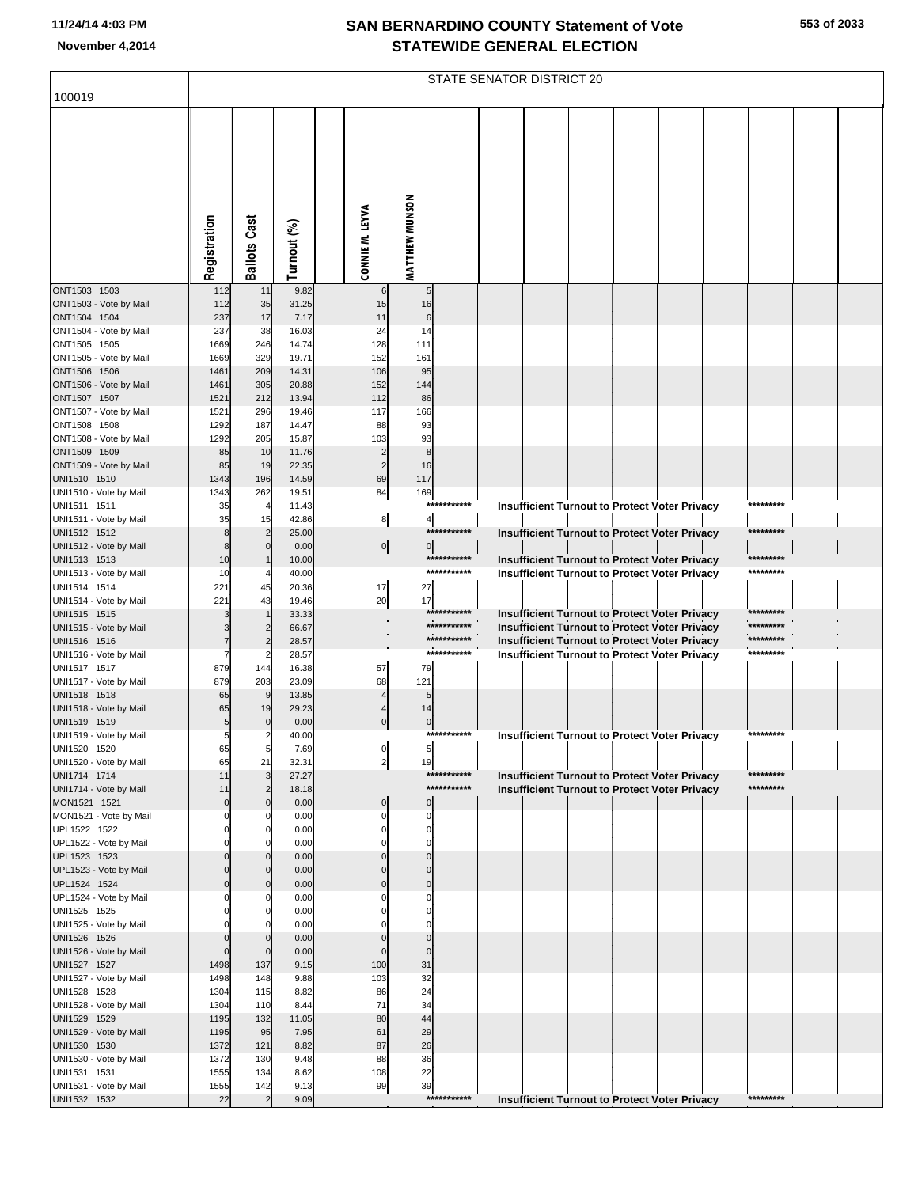# SAN BERNARDINO COUNTY Statement of Vote
## STATEWIDE GENERAL ELECTION

November 4,2014

100019

STATE SENATOR DISTRICT 20

| | Registration | Ballots Cast | Turnout (%) | CONNIE M. LEYVA | MATTHEW MUNSON | | |
|---|---|---|---|---|---|---|---|
| ONT1503 1503 | 112 | 11 | 9.82 | 6 | 5 | | |
| ONT1503 - Vote by Mail | 112 | 35 | 31.25 | 15 | 16 | | |
| ONT1504 1504 | 237 | 17 | 7.17 | 11 | 6 | | |
| ONT1504 - Vote by Mail | 237 | 38 | 16.03 | 24 | 14 | | |
| ONT1505 1505 | 1669 | 246 | 14.74 | 128 | 111 | | |
| ONT1505 - Vote by Mail | 1669 | 329 | 19.71 | 152 | 161 | | |
| ONT1506 1506 | 1461 | 209 | 14.31 | 106 | 95 | | |
| ONT1506 - Vote by Mail | 1461 | 305 | 20.88 | 152 | 144 | | |
| ONT1507 1507 | 1521 | 212 | 13.94 | 112 | 86 | | |
| ONT1507 - Vote by Mail | 1521 | 296 | 19.46 | 117 | 166 | | |
| ONT1508 1508 | 1292 | 187 | 14.47 | 88 | 93 | | |
| ONT1508 - Vote by Mail | 1292 | 205 | 15.87 | 103 | 93 | | |
| ONT1509 1509 | 85 | 10 | 11.76 | 2 | 8 | | |
| ONT1509 - Vote by Mail | 85 | 19 | 22.35 | 2 | 16 | | |
| UNI1510 1510 | 1343 | 196 | 14.59 | 69 | 117 | | |
| UNI1510 - Vote by Mail | 1343 | 262 | 19.51 | 84 | 169 | | |
| UNI1511 1511 | 35 | 4 | 11.43 | | | *********** Insufficient Turnout to Protect Voter Privacy | ********* |
| UNI1511 - Vote by Mail | 35 | 15 | 42.86 | 8 | 4 | | |
| UNI1512 1512 | 8 | 2 | 25.00 | | | *********** Insufficient Turnout to Protect Voter Privacy | ********* |
| UNI1512 - Vote by Mail | 8 | 0 | 0.00 | 0 | 0 | | |
| UNI1513 1513 | 10 | 1 | 10.00 | | | *********** Insufficient Turnout to Protect Voter Privacy | ********* |
| UNI1513 - Vote by Mail | 10 | 4 | 40.00 | | | *********** Insufficient Turnout to Protect Voter Privacy | ********* |
| UNI1514 1514 | 221 | 45 | 20.36 | 17 | 27 | | |
| UNI1514 - Vote by Mail | 221 | 43 | 19.46 | 20 | 17 | | |
| UNI1515 1515 | 3 | 1 | 33.33 | | | *********** Insufficient Turnout to Protect Voter Privacy | ********* |
| UNI1515 - Vote by Mail | 3 | 2 | 66.67 | | | *********** Insufficient Turnout to Protect Voter Privacy | ********* |
| UNI1516 1516 | 7 | 2 | 28.57 | | | *********** Insufficient Turnout to Protect Voter Privacy | ********* |
| UNI1516 - Vote by Mail | 7 | 2 | 28.57 | | | *********** Insufficient Turnout to Protect Voter Privacy | ********* |
| UNI1517 1517 | 879 | 144 | 16.38 | 57 | 79 | | |
| UNI1517 - Vote by Mail | 879 | 203 | 23.09 | 68 | 121 | | |
| UNI1518 1518 | 65 | 9 | 13.85 | 4 | 5 | | |
| UNI1518 - Vote by Mail | 65 | 19 | 29.23 | 4 | 14 | | |
| UNI1519 1519 | 5 | 0 | 0.00 | 0 | 0 | | |
| UNI1519 - Vote by Mail | 5 | 2 | 40.00 | | | *********** Insufficient Turnout to Protect Voter Privacy | ********* |
| UNI1520 1520 | 65 | 5 | 7.69 | 0 | 5 | | |
| UNI1520 - Vote by Mail | 65 | 21 | 32.31 | 2 | 19 | | |
| UNI1714 1714 | 11 | 3 | 27.27 | | | *********** Insufficient Turnout to Protect Voter Privacy | ********* |
| UNI1714 - Vote by Mail | 11 | 2 | 18.18 | | | *********** Insufficient Turnout to Protect Voter Privacy | ********* |
| MON1521 1521 | 0 | 0 | 0.00 | 0 | 0 | | |
| MON1521 - Vote by Mail | 0 | 0 | 0.00 | 0 | 0 | | |
| UPL1522 1522 | 0 | 0 | 0.00 | 0 | 0 | | |
| UPL1522 - Vote by Mail | 0 | 0 | 0.00 | 0 | 0 | | |
| UPL1523 1523 | 0 | 0 | 0.00 | 0 | 0 | | |
| UPL1523 - Vote by Mail | 0 | 0 | 0.00 | 0 | 0 | | |
| UPL1524 1524 | 0 | 0 | 0.00 | 0 | 0 | | |
| UPL1524 - Vote by Mail | 0 | 0 | 0.00 | 0 | 0 | | |
| UNI1525 1525 | 0 | 0 | 0.00 | 0 | 0 | | |
| UNI1525 - Vote by Mail | 0 | 0 | 0.00 | 0 | 0 | | |
| UNI1526 1526 | 0 | 0 | 0.00 | 0 | 0 | | |
| UNI1526 - Vote by Mail | 0 | 0 | 0.00 | 0 | 0 | | |
| UNI1527 1527 | 1498 | 137 | 9.15 | 100 | 31 | | |
| UNI1527 - Vote by Mail | 1498 | 148 | 9.88 | 103 | 32 | | |
| UNI1528 1528 | 1304 | 115 | 8.82 | 86 | 24 | | |
| UNI1528 - Vote by Mail | 1304 | 110 | 8.44 | 71 | 34 | | |
| UNI1529 1529 | 1195 | 132 | 11.05 | 80 | 44 | | |
| UNI1529 - Vote by Mail | 1195 | 95 | 7.95 | 61 | 29 | | |
| UNI1530 1530 | 1372 | 121 | 8.82 | 87 | 26 | | |
| UNI1530 - Vote by Mail | 1372 | 130 | 9.48 | 88 | 36 | | |
| UNI1531 1531 | 1555 | 134 | 8.62 | 108 | 22 | | |
| UNI1531 - Vote by Mail | 1555 | 142 | 9.13 | 99 | 39 | | |
| UNI1532 1532 | 22 | 2 | 9.09 | | | *********** Insufficient Turnout to Protect Voter Privacy | ********* |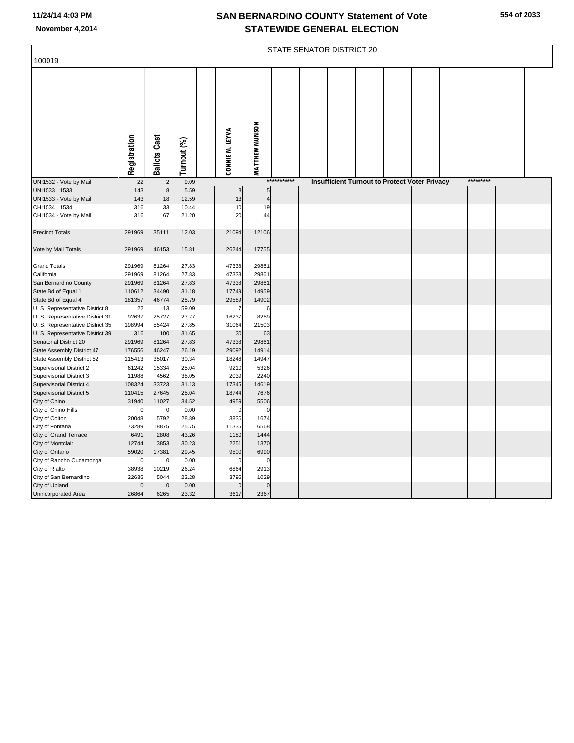## STATE SENATOR DISTRICT 20

100019

| | Registration | Ballots Cast | Turnout (%) | CONNIE M. LEYVA | MATTHEW MUNSON | |
|---|---|---|---|---|---|---|
| UNI1532 - Vote by Mail | 22 | 2 | 9.09 | | | *********** Insufficient Turnout to Protect Voter Privacy ********* |
| UNI1533 1533 | 143 | 8 | 5.59 | 3 | 5 | |
| UNI1533 - Vote by Mail | 143 | 18 | 12.59 | 13 | 4 | |
| CHI1534 1534 | 316 | 33 | 10.44 | 10 | 19 | |
| CHI1534 - Vote by Mail | 316 | 67 | 21.20 | 20 | 44 | |
| Precinct Totals | 291969 | 35111 | 12.03 | 21094 | 12106 | |
| Vote by Mail Totals | 291969 | 46153 | 15.81 | 26244 | 17755 | |
| Grand Totals | 291969 | 81264 | 27.83 | 47338 | 29861 | |
| California | 291969 | 81264 | 27.83 | 47338 | 29861 | |
| San Bernardino County | 291969 | 81264 | 27.83 | 47338 | 29861 | |
| State Bd of Equal 1 | 110612 | 34490 | 31.18 | 17749 | 14959 | |
| State Bd of Equal 4 | 181357 | 46774 | 25.79 | 29589 | 14902 | |
| U. S. Representative District 8 | 22 | 13 | 59.09 | 7 | 6 | |
| U. S. Representative District 31 | 92637 | 25727 | 27.77 | 16237 | 8289 | |
| U. S. Representative District 35 | 198994 | 55424 | 27.85 | 31064 | 21503 | |
| U. S. Representative District 39 | 316 | 100 | 31.65 | 30 | 63 | |
| Senatorial District 20 | 291969 | 81264 | 27.83 | 47338 | 29861 | |
| State Assembly District 47 | 176556 | 46247 | 26.19 | 29092 | 14914 | |
| State Assembly District 52 | 115413 | 35017 | 30.34 | 18246 | 14947 | |
| Supervisorial District 2 | 61242 | 15334 | 25.04 | 9210 | 5326 | |
| Supervisorial District 3 | 11988 | 4562 | 38.05 | 2039 | 2240 | |
| Supervisorial District 4 | 108324 | 33723 | 31.13 | 17345 | 14619 | |
| Supervisorial District 5 | 110415 | 27645 | 25.04 | 18744 | 7676 | |
| City of Chino | 31940 | 11027 | 34.52 | 4959 | 5506 | |
| City of Chino Hills | 0 | 0 | 0.00 | 0 | 0 | |
| City of Colton | 20048 | 5792 | 28.89 | 3836 | 1674 | |
| City of Fontana | 73289 | 18875 | 25.75 | 11336 | 6568 | |
| City of Grand Terrace | 6491 | 2808 | 43.26 | 1180 | 1444 | |
| City of Montclair | 12744 | 3853 | 30.23 | 2251 | 1370 | |
| City of Ontario | 59020 | 17381 | 29.45 | 9500 | 6990 | |
| City of Rancho Cucamonga | 0 | 0 | 0.00 | 0 | 0 | |
| City of Rialto | 38938 | 10219 | 26.24 | 6864 | 2913 | |
| City of San Bernardino | 22635 | 5044 | 22.28 | 3795 | 1029 | |
| City of Upland | 0 | 0 | 0.00 | 0 | 0 | |
| Unincorporated Area | 26864 | 6265 | 23.32 | 3617 | 2367 | |